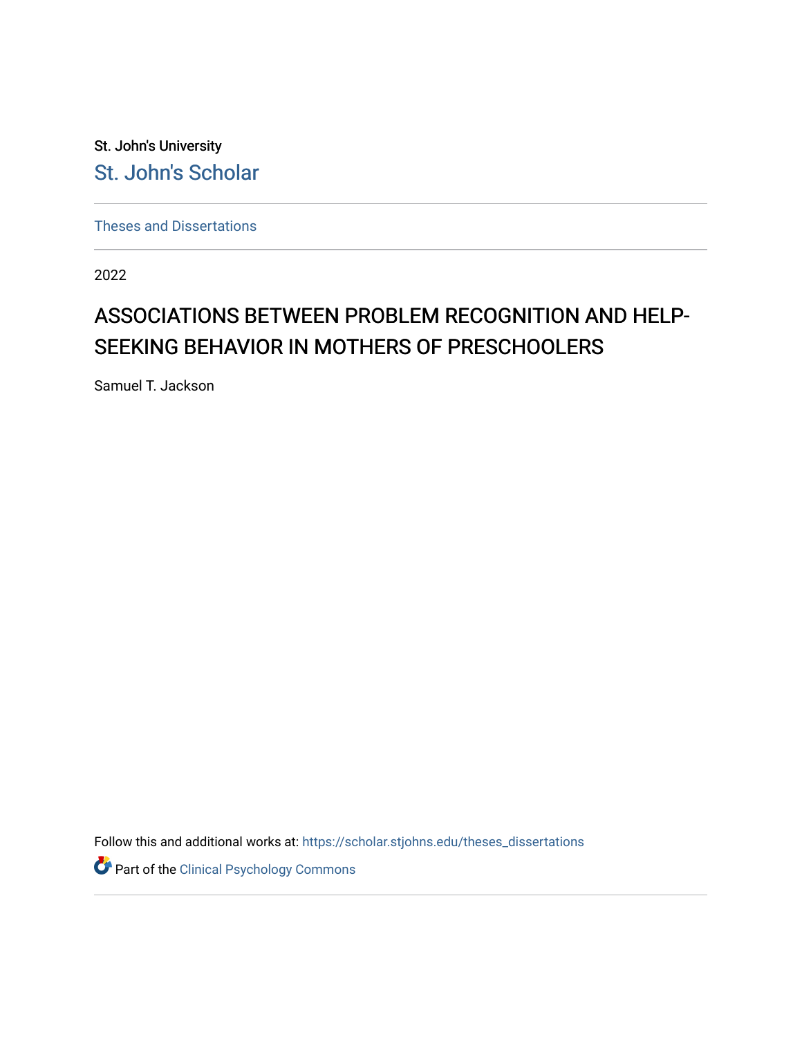St. John's University

St. John's Scholar

Theses and Dissertations

2022

# ASSOCIATIONS BETWEEN PROBLEM RECOGNITION AND HELP-SEEKING BEHAVIOR IN MOTHERS OF PRESCHOOLERS

Samuel T. Jackson

Follow this and additional works at: https://scholar.stjohns.edu/theses_dissertations

Part of the Clinical Psychology Commons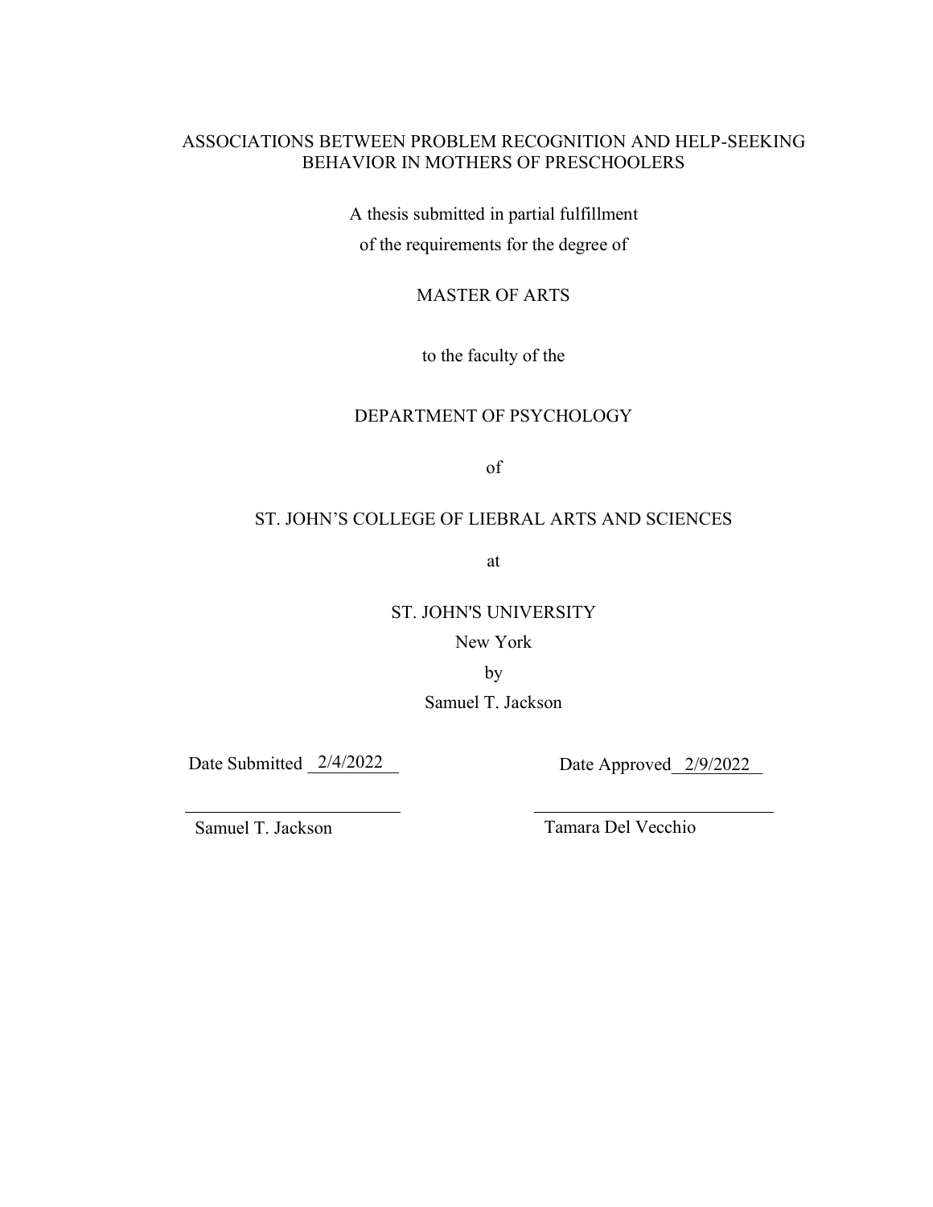ASSOCIATIONS BETWEEN PROBLEM RECOGNITION AND HELP-SEEKING BEHAVIOR IN MOTHERS OF PRESCHOOLERS

A thesis submitted in partial fulfillment

of the requirements for the degree of

MASTER OF ARTS

to the faculty of the

DEPARTMENT OF PSYCHOLOGY

of

ST. JOHN'S COLLEGE OF LIEBRAL ARTS AND SCIENCES

at

ST. JOHN'S UNIVERSITY

New York

by

Samuel T. Jackson

Date Submitted 2/4/2022 Date Approved 2/9/2022

Samuel T. Jackson Tamara Del Vecchio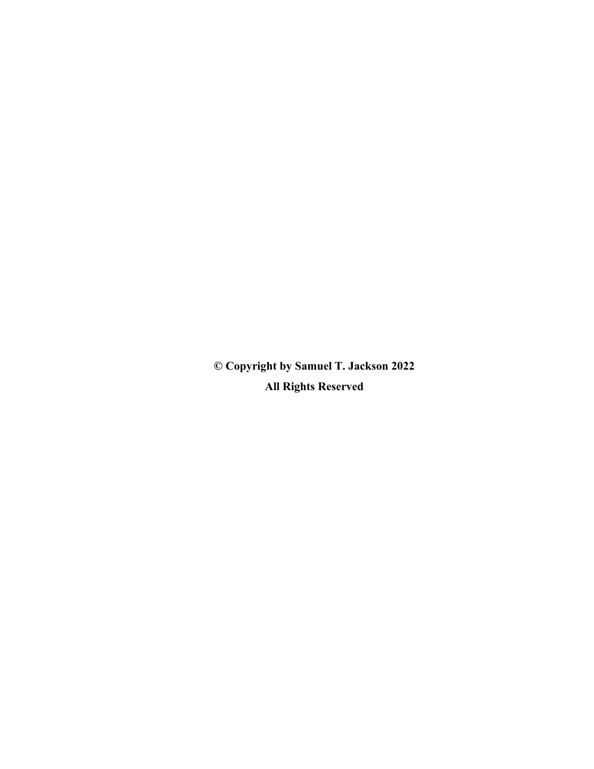**© Copyright by Samuel T. Jackson 2022**

**All Rights Reserved**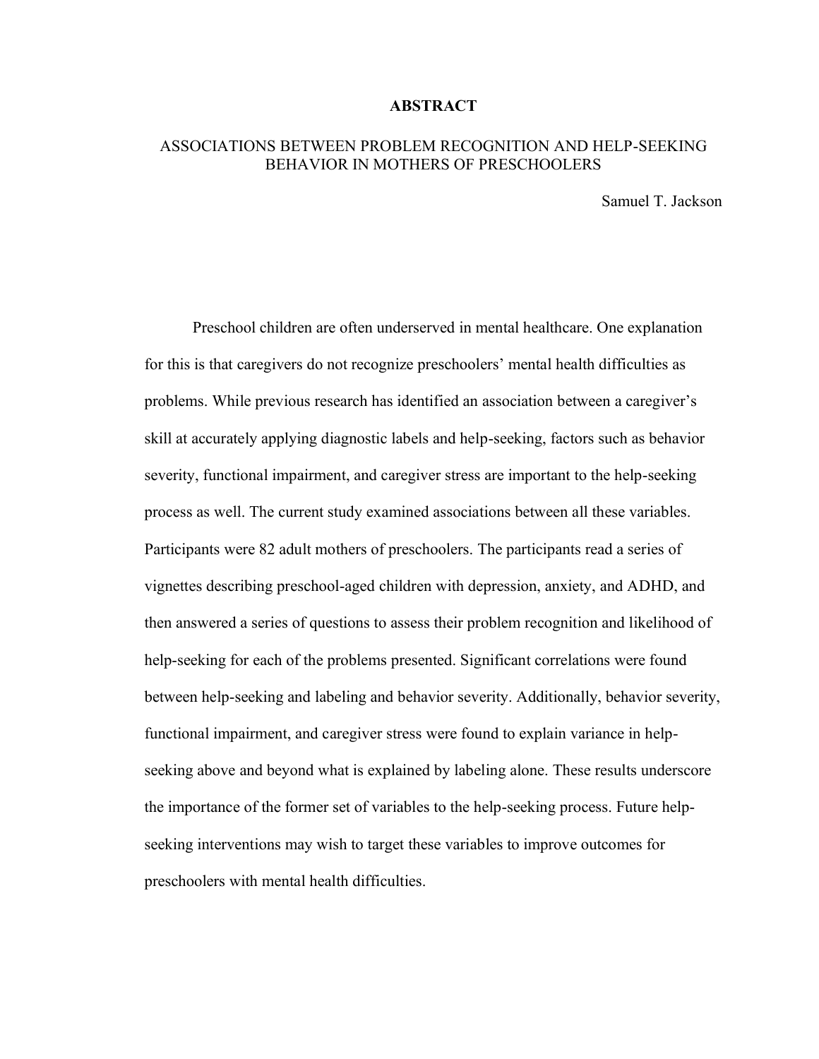# ABSTRACT

## ASSOCIATIONS BETWEEN PROBLEM RECOGNITION AND HELP-SEEKING BEHAVIOR IN MOTHERS OF PRESCHOOLERS

Samuel T. Jackson

Preschool children are often underserved in mental healthcare. One explanation for this is that caregivers do not recognize preschoolers' mental health difficulties as problems. While previous research has identified an association between a caregiver's skill at accurately applying diagnostic labels and help-seeking, factors such as behavior severity, functional impairment, and caregiver stress are important to the help-seeking process as well. The current study examined associations between all these variables. Participants were 82 adult mothers of preschoolers. The participants read a series of vignettes describing preschool-aged children with depression, anxiety, and ADHD, and then answered a series of questions to assess their problem recognition and likelihood of help-seeking for each of the problems presented. Significant correlations were found between help-seeking and labeling and behavior severity. Additionally, behavior severity, functional impairment, and caregiver stress were found to explain variance in help-seeking above and beyond what is explained by labeling alone. These results underscore the importance of the former set of variables to the help-seeking process. Future help-seeking interventions may wish to target these variables to improve outcomes for preschoolers with mental health difficulties.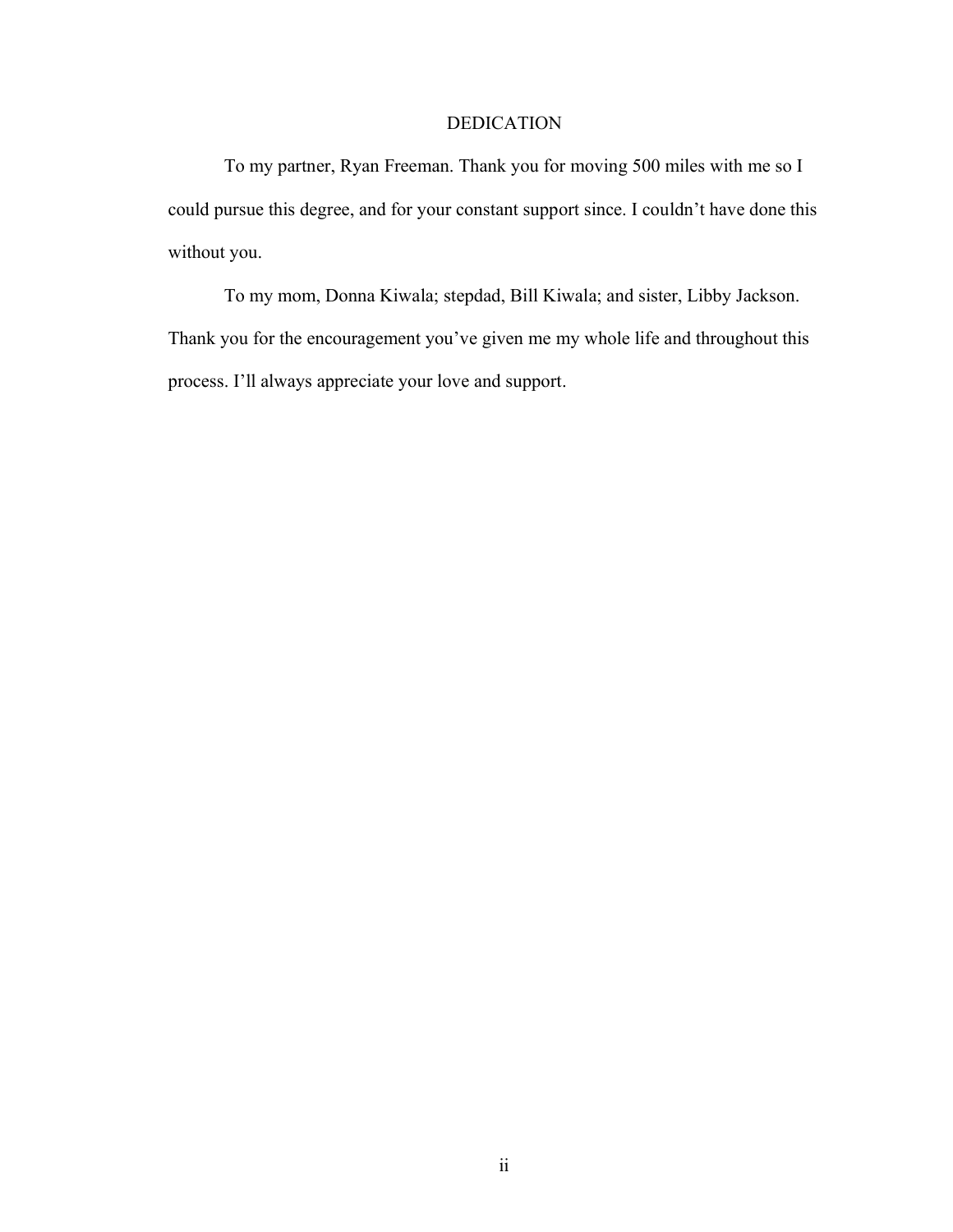# DEDICATION

To my partner, Ryan Freeman. Thank you for moving 500 miles with me so I could pursue this degree, and for your constant support since. I couldn't have done this without you.

To my mom, Donna Kiwala; stepdad, Bill Kiwala; and sister, Libby Jackson. Thank you for the encouragement you've given me my whole life and throughout this process. I'll always appreciate your love and support.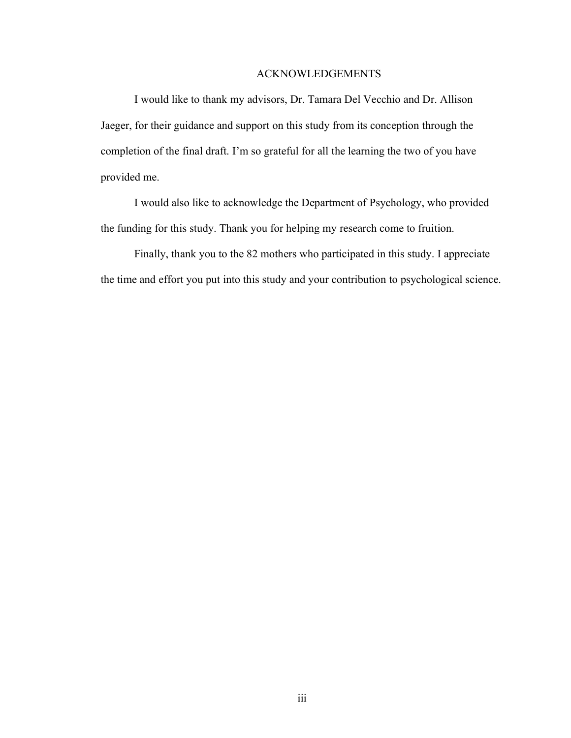# ACKNOWLEDGEMENTS

I would like to thank my advisors, Dr. Tamara Del Vecchio and Dr. Allison Jaeger, for their guidance and support on this study from its conception through the completion of the final draft. I'm so grateful for all the learning the two of you have provided me.

I would also like to acknowledge the Department of Psychology, who provided the funding for this study. Thank you for helping my research come to fruition.

Finally, thank you to the 82 mothers who participated in this study. I appreciate the time and effort you put into this study and your contribution to psychological science.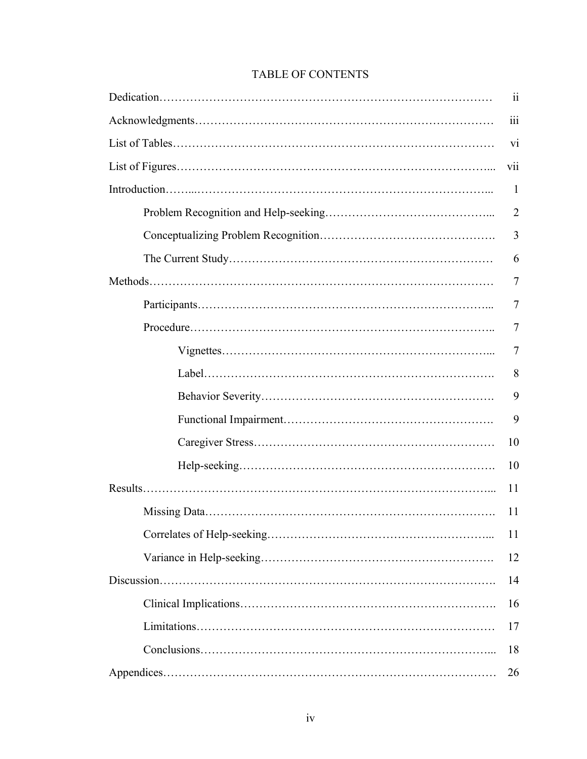# TABLE OF CONTENTS

| | |
|---|---|
| Dedication | ii |
| Acknowledgments | iii |
| List of Tables | vi |
| List of Figures | vii |
| Introduction | 1 |
| Problem Recognition and Help-seeking | 2 |
| Conceptualizing Problem Recognition | 3 |
| The Current Study | 6 |
| Methods | 7 |
| Participants | 7 |
| Procedure | 7 |
| Vignettes | 7 |
| Label | 8 |
| Behavior Severity | 9 |
| Functional Impairment | 9 |
| Caregiver Stress | 10 |
| Help-seeking | 10 |
| Results | 11 |
| Missing Data | 11 |
| Correlates of Help-seeking | 11 |
| Variance in Help-seeking | 12 |
| Discussion | 14 |
| Clinical Implications | 16 |
| Limitations | 17 |
| Conclusions | 18 |
| Appendices | 26 |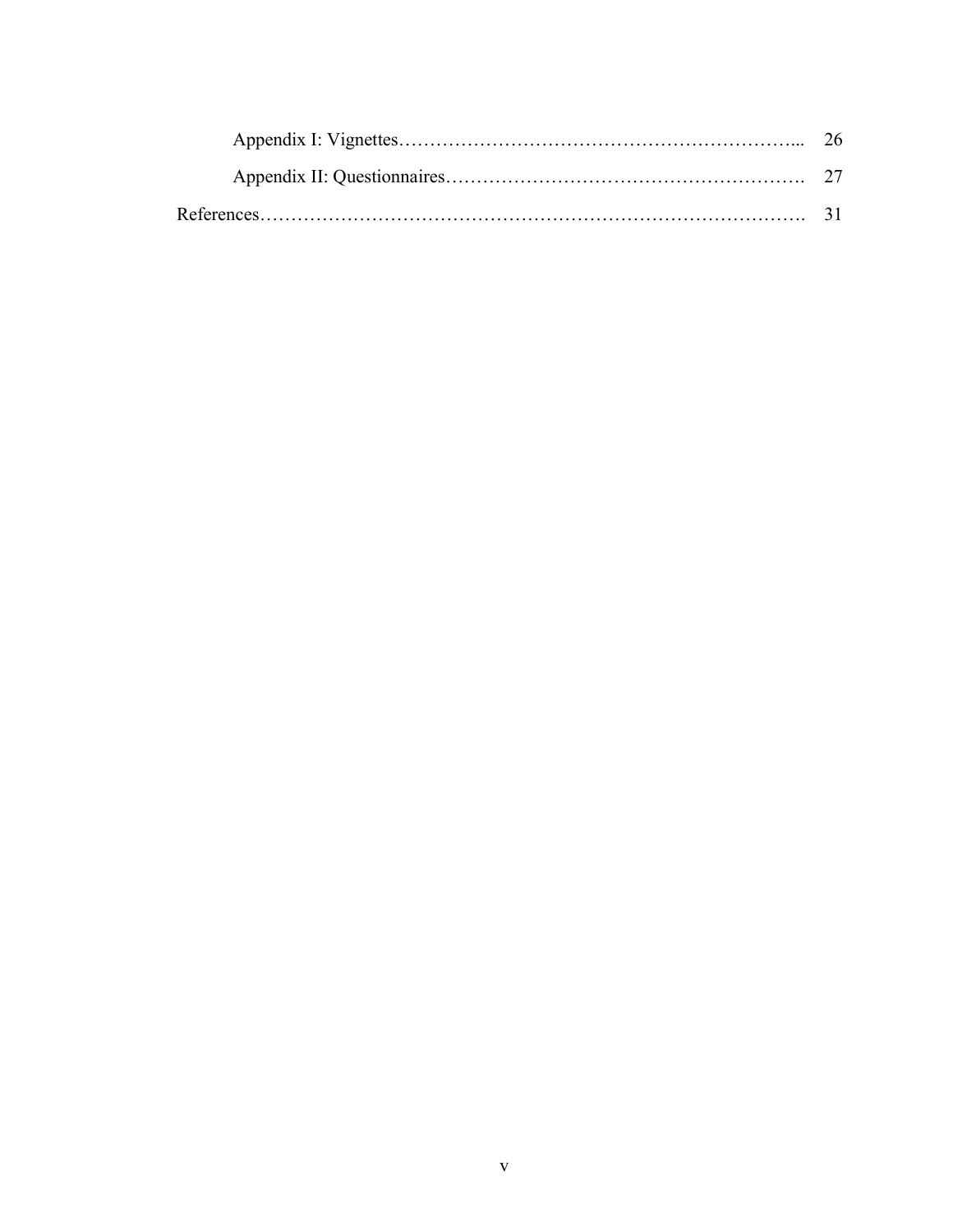Appendix I: Vignettes………………………………………………………... 26

Appendix II: Questionnaires………………………………………………. 27

References……………………………………………………………………. 31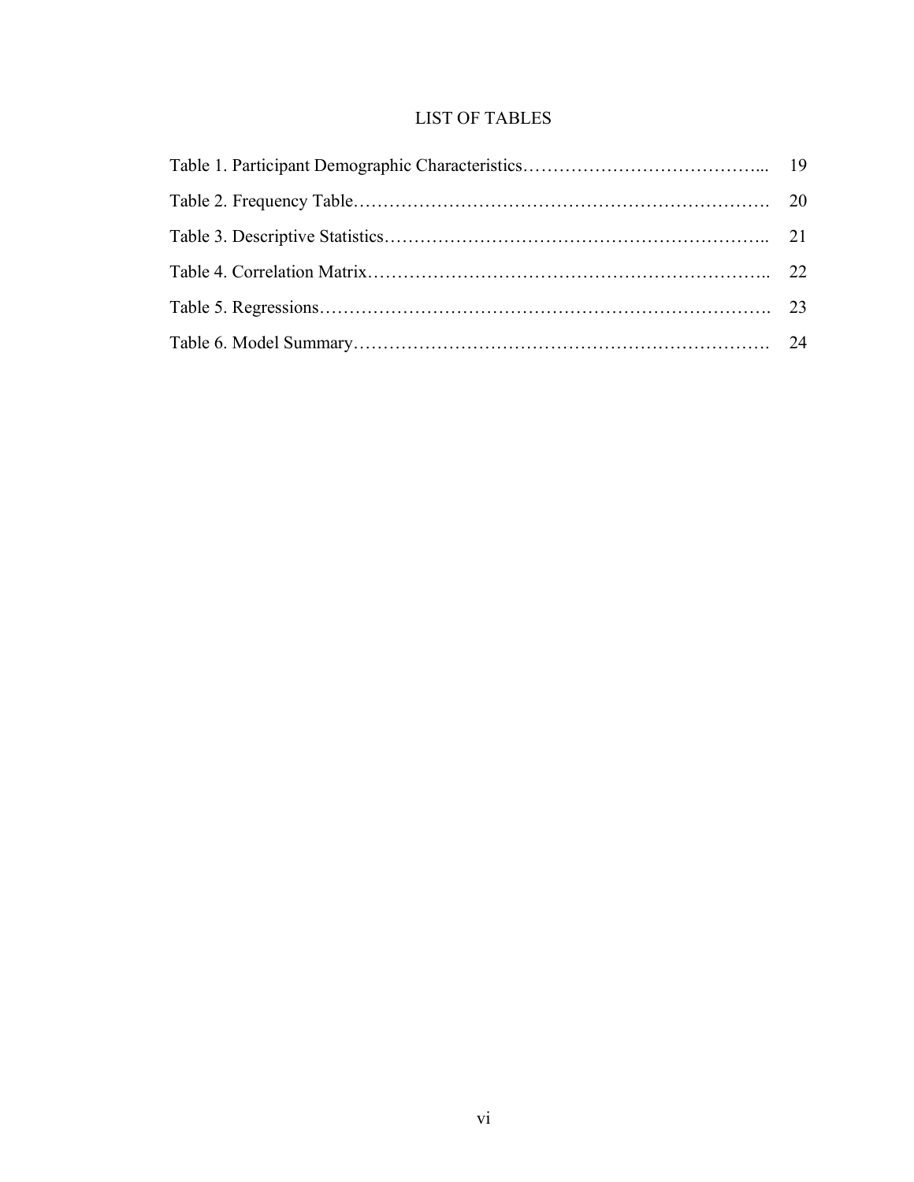# LIST OF TABLES

Table 1. Participant Demographic Characteristics………………………………….. 19

Table 2. Frequency Table………………………………………………………….. 20

Table 3. Descriptive Statistics…………………………………………………….. 21

Table 4. Correlation Matrix……………………………………………………….. 22

Table 5. Regressions………………………………………………………………. 23

Table 6. Model Summary…………………………………………………………. 24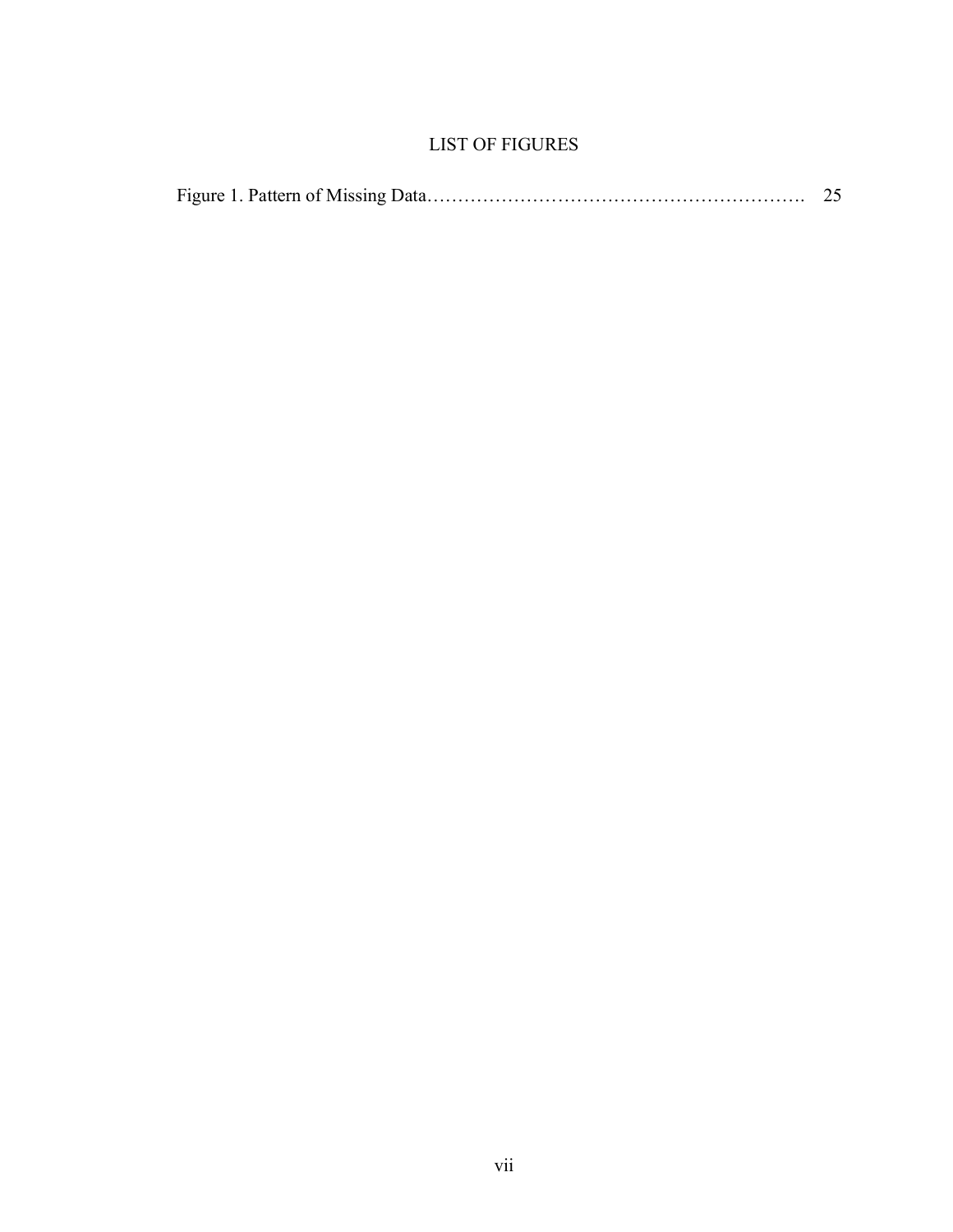# LIST OF FIGURES

Figure 1. Pattern of Missing Data……………………………………………………. 25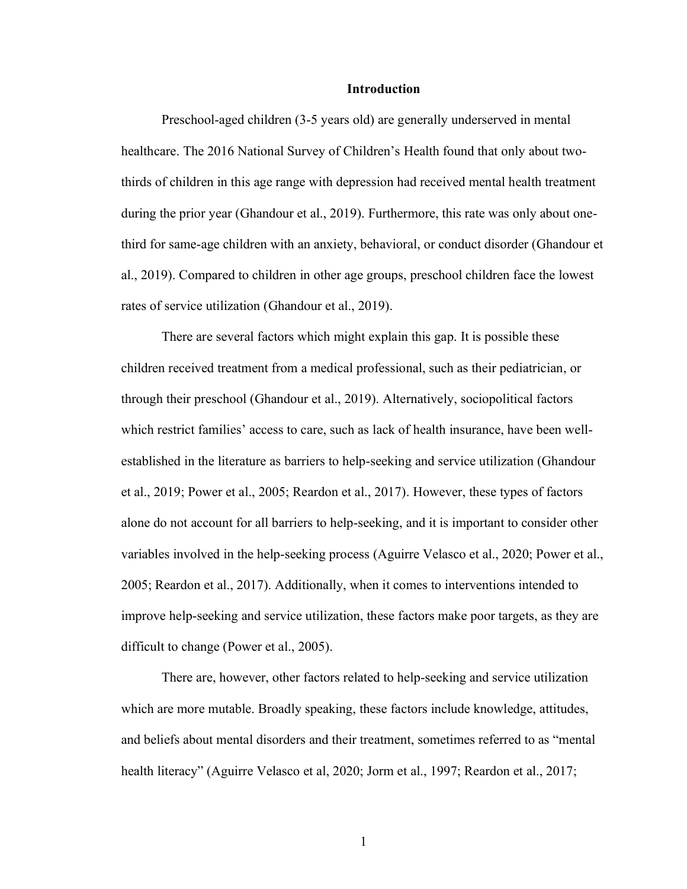## Introduction

Preschool-aged children (3-5 years old) are generally underserved in mental healthcare. The 2016 National Survey of Children's Health found that only about two-thirds of children in this age range with depression had received mental health treatment during the prior year (Ghandour et al., 2019). Furthermore, this rate was only about one-third for same-age children with an anxiety, behavioral, or conduct disorder (Ghandour et al., 2019). Compared to children in other age groups, preschool children face the lowest rates of service utilization (Ghandour et al., 2019).

There are several factors which might explain this gap. It is possible these children received treatment from a medical professional, such as their pediatrician, or through their preschool (Ghandour et al., 2019). Alternatively, sociopolitical factors which restrict families' access to care, such as lack of health insurance, have been well-established in the literature as barriers to help-seeking and service utilization (Ghandour et al., 2019; Power et al., 2005; Reardon et al., 2017). However, these types of factors alone do not account for all barriers to help-seeking, and it is important to consider other variables involved in the help-seeking process (Aguirre Velasco et al., 2020; Power et al., 2005; Reardon et al., 2017). Additionally, when it comes to interventions intended to improve help-seeking and service utilization, these factors make poor targets, as they are difficult to change (Power et al., 2005).

There are, however, other factors related to help-seeking and service utilization which are more mutable. Broadly speaking, these factors include knowledge, attitudes, and beliefs about mental disorders and their treatment, sometimes referred to as "mental health literacy" (Aguirre Velasco et al, 2020; Jorm et al., 1997; Reardon et al., 2017;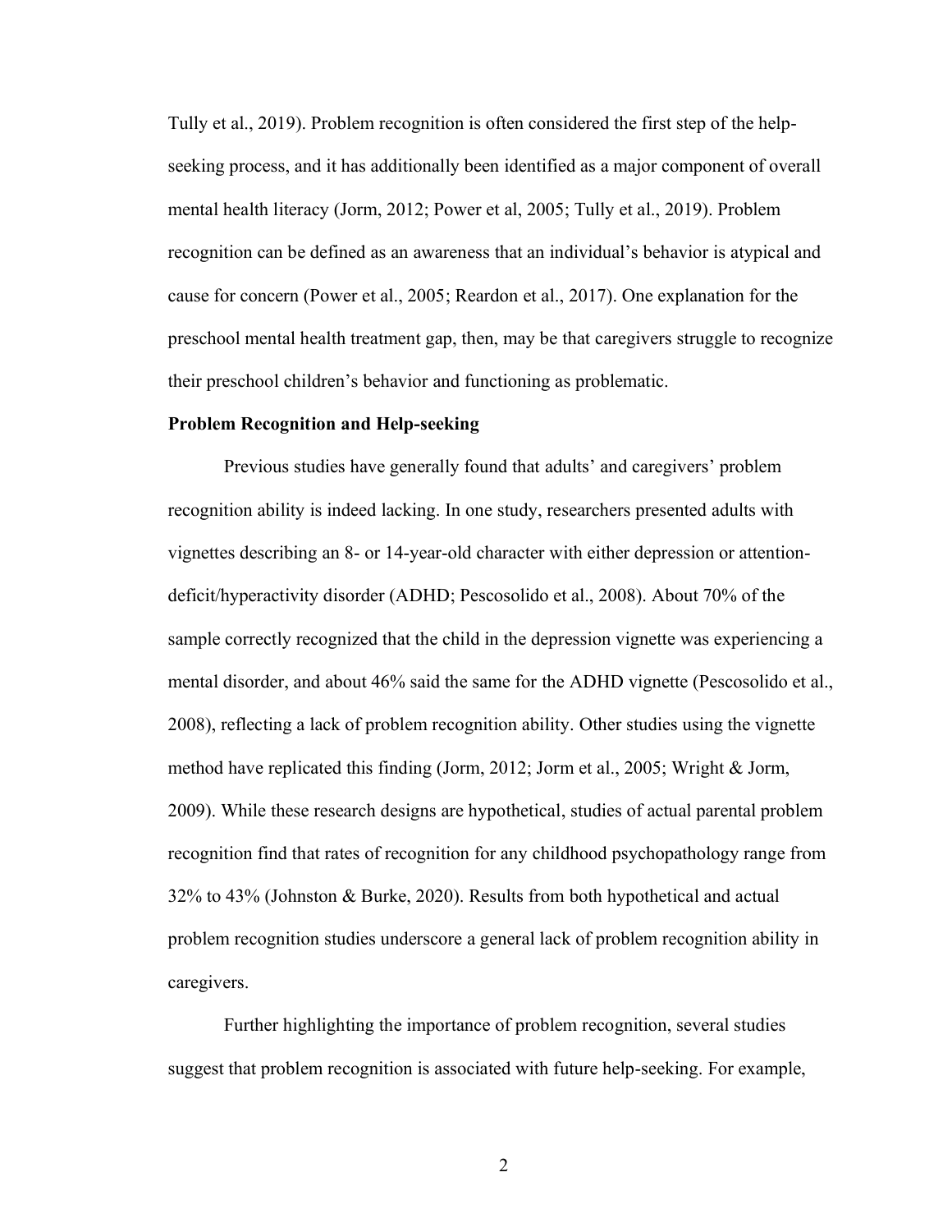Tully et al., 2019). Problem recognition is often considered the first step of the help-seeking process, and it has additionally been identified as a major component of overall mental health literacy (Jorm, 2012; Power et al, 2005; Tully et al., 2019). Problem recognition can be defined as an awareness that an individual's behavior is atypical and cause for concern (Power et al., 2005; Reardon et al., 2017). One explanation for the preschool mental health treatment gap, then, may be that caregivers struggle to recognize their preschool children's behavior and functioning as problematic.

**Problem Recognition and Help-seeking**

Previous studies have generally found that adults' and caregivers' problem recognition ability is indeed lacking. In one study, researchers presented adults with vignettes describing an 8- or 14-year-old character with either depression or attention-deficit/hyperactivity disorder (ADHD; Pescosolido et al., 2008). About 70% of the sample correctly recognized that the child in the depression vignette was experiencing a mental disorder, and about 46% said the same for the ADHD vignette (Pescosolido et al., 2008), reflecting a lack of problem recognition ability. Other studies using the vignette method have replicated this finding (Jorm, 2012; Jorm et al., 2005; Wright & Jorm, 2009). While these research designs are hypothetical, studies of actual parental problem recognition find that rates of recognition for any childhood psychopathology range from 32% to 43% (Johnston & Burke, 2020). Results from both hypothetical and actual problem recognition studies underscore a general lack of problem recognition ability in caregivers.

Further highlighting the importance of problem recognition, several studies suggest that problem recognition is associated with future help-seeking. For example,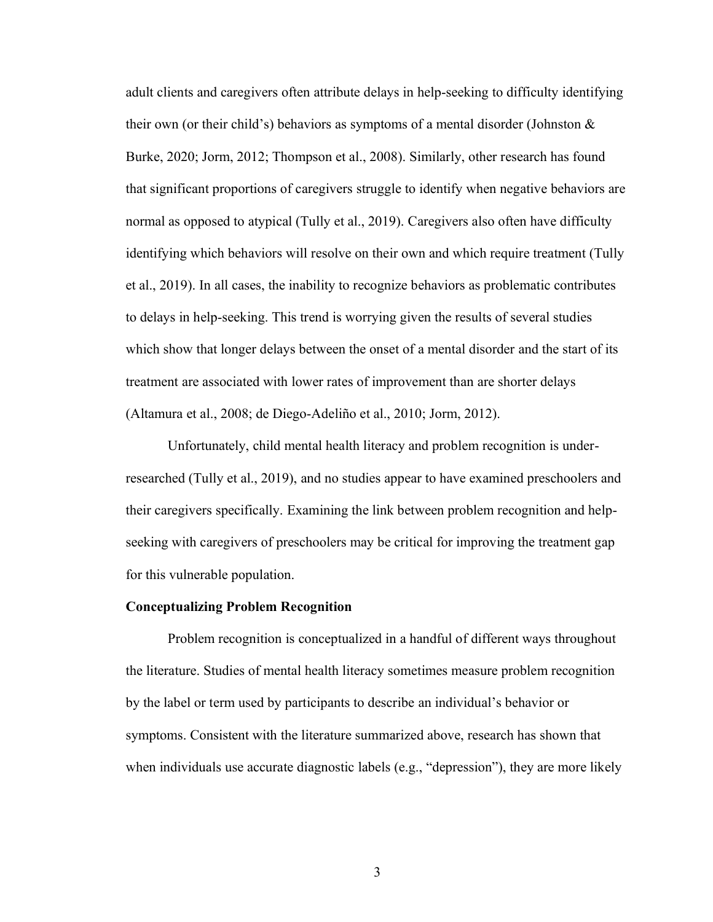adult clients and caregivers often attribute delays in help-seeking to difficulty identifying their own (or their child's) behaviors as symptoms of a mental disorder (Johnston & Burke, 2020; Jorm, 2012; Thompson et al., 2008). Similarly, other research has found that significant proportions of caregivers struggle to identify when negative behaviors are normal as opposed to atypical (Tully et al., 2019). Caregivers also often have difficulty identifying which behaviors will resolve on their own and which require treatment (Tully et al., 2019). In all cases, the inability to recognize behaviors as problematic contributes to delays in help-seeking. This trend is worrying given the results of several studies which show that longer delays between the onset of a mental disorder and the start of its treatment are associated with lower rates of improvement than are shorter delays (Altamura et al., 2008; de Diego-Adeliño et al., 2010; Jorm, 2012).

Unfortunately, child mental health literacy and problem recognition is under-researched (Tully et al., 2019), and no studies appear to have examined preschoolers and their caregivers specifically. Examining the link between problem recognition and help-seeking with caregivers of preschoolers may be critical for improving the treatment gap for this vulnerable population.

**Conceptualizing Problem Recognition**

Problem recognition is conceptualized in a handful of different ways throughout the literature. Studies of mental health literacy sometimes measure problem recognition by the label or term used by participants to describe an individual's behavior or symptoms. Consistent with the literature summarized above, research has shown that when individuals use accurate diagnostic labels (e.g., "depression"), they are more likely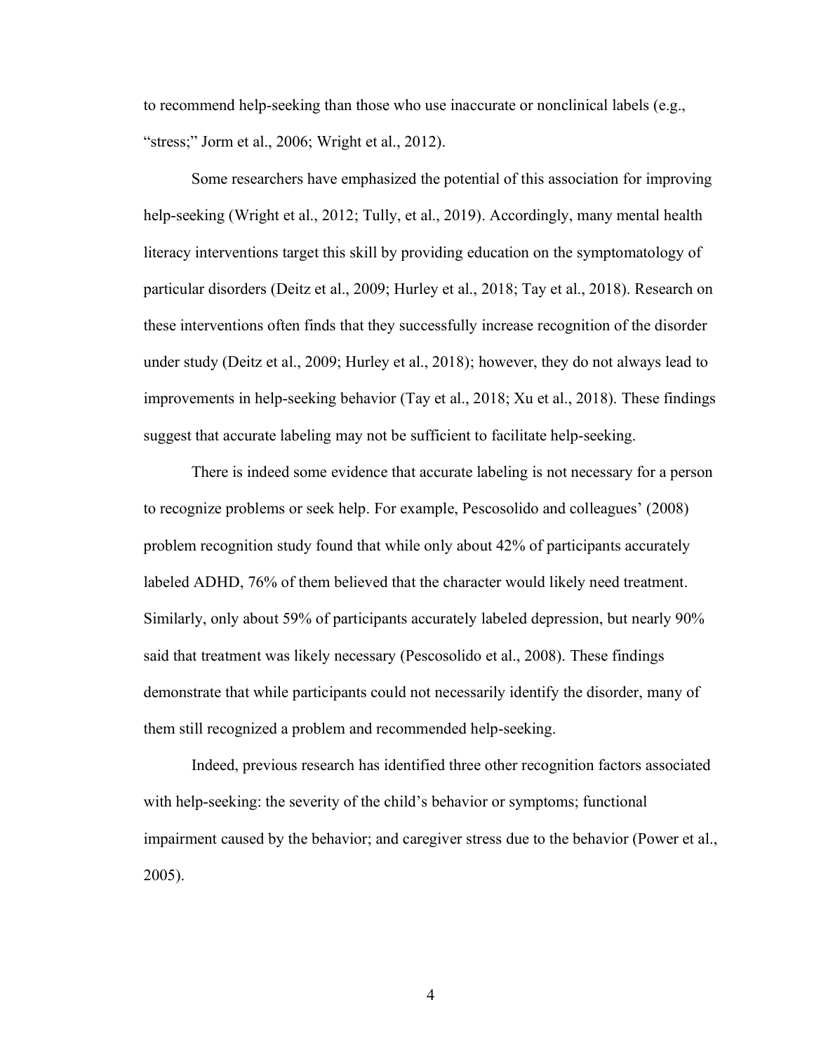to recommend help-seeking than those who use inaccurate or nonclinical labels (e.g., "stress;" Jorm et al., 2006; Wright et al., 2012).

Some researchers have emphasized the potential of this association for improving help-seeking (Wright et al., 2012; Tully, et al., 2019). Accordingly, many mental health literacy interventions target this skill by providing education on the symptomatology of particular disorders (Deitz et al., 2009; Hurley et al., 2018; Tay et al., 2018). Research on these interventions often finds that they successfully increase recognition of the disorder under study (Deitz et al., 2009; Hurley et al., 2018); however, they do not always lead to improvements in help-seeking behavior (Tay et al., 2018; Xu et al., 2018). These findings suggest that accurate labeling may not be sufficient to facilitate help-seeking.

There is indeed some evidence that accurate labeling is not necessary for a person to recognize problems or seek help. For example, Pescosolido and colleagues' (2008) problem recognition study found that while only about 42% of participants accurately labeled ADHD, 76% of them believed that the character would likely need treatment. Similarly, only about 59% of participants accurately labeled depression, but nearly 90% said that treatment was likely necessary (Pescosolido et al., 2008). These findings demonstrate that while participants could not necessarily identify the disorder, many of them still recognized a problem and recommended help-seeking.

Indeed, previous research has identified three other recognition factors associated with help-seeking: the severity of the child's behavior or symptoms; functional impairment caused by the behavior; and caregiver stress due to the behavior (Power et al., 2005).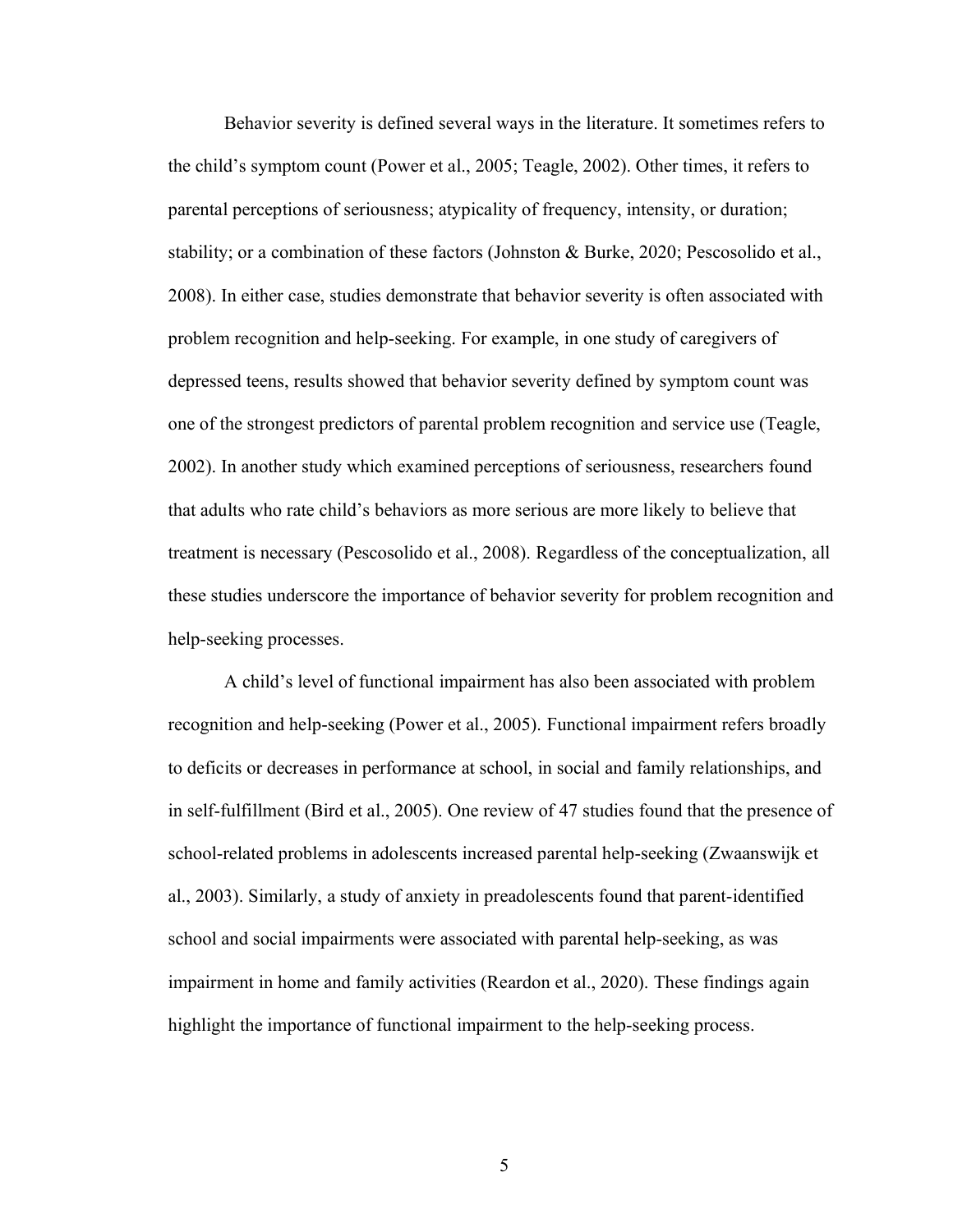Behavior severity is defined several ways in the literature. It sometimes refers to the child's symptom count (Power et al., 2005; Teagle, 2002). Other times, it refers to parental perceptions of seriousness; atypicality of frequency, intensity, or duration; stability; or a combination of these factors (Johnston & Burke, 2020; Pescosolido et al., 2008). In either case, studies demonstrate that behavior severity is often associated with problem recognition and help-seeking. For example, in one study of caregivers of depressed teens, results showed that behavior severity defined by symptom count was one of the strongest predictors of parental problem recognition and service use (Teagle, 2002). In another study which examined perceptions of seriousness, researchers found that adults who rate child's behaviors as more serious are more likely to believe that treatment is necessary (Pescosolido et al., 2008). Regardless of the conceptualization, all these studies underscore the importance of behavior severity for problem recognition and help-seeking processes.

A child's level of functional impairment has also been associated with problem recognition and help-seeking (Power et al., 2005). Functional impairment refers broadly to deficits or decreases in performance at school, in social and family relationships, and in self-fulfillment (Bird et al., 2005). One review of 47 studies found that the presence of school-related problems in adolescents increased parental help-seeking (Zwaanswijk et al., 2003). Similarly, a study of anxiety in preadolescents found that parent-identified school and social impairments were associated with parental help-seeking, as was impairment in home and family activities (Reardon et al., 2020). These findings again highlight the importance of functional impairment to the help-seeking process.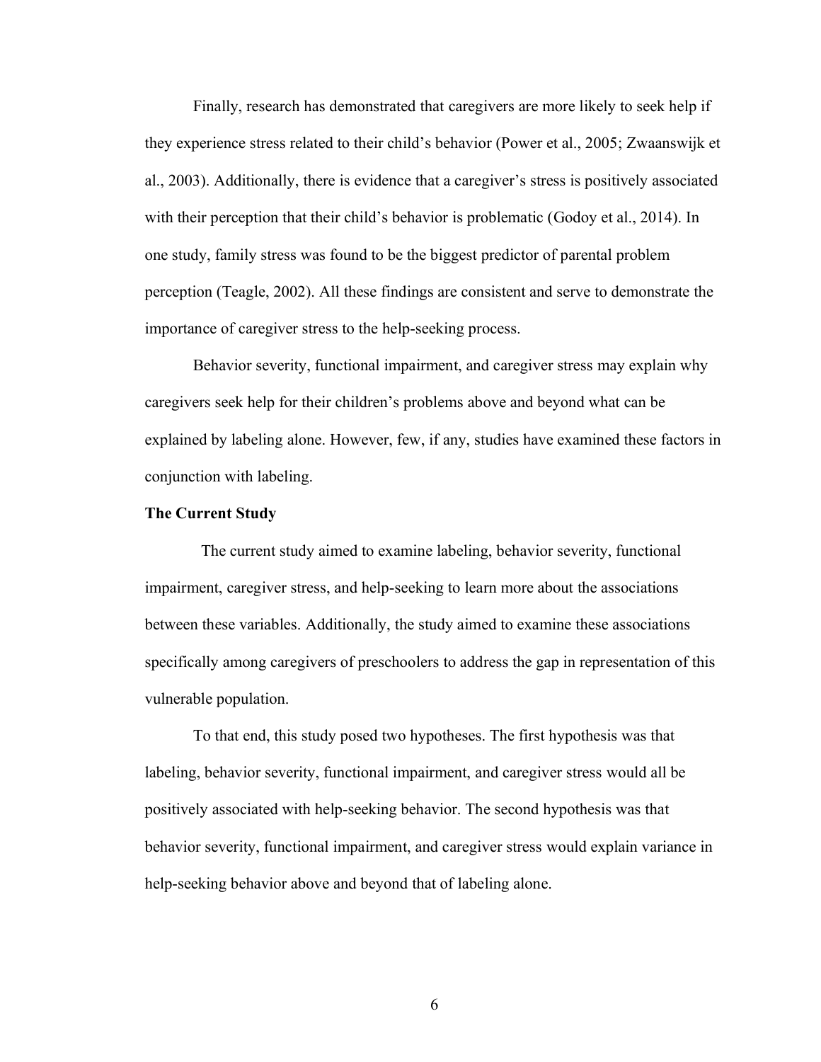Finally, research has demonstrated that caregivers are more likely to seek help if they experience stress related to their child's behavior (Power et al., 2005; Zwaanswijk et al., 2003). Additionally, there is evidence that a caregiver's stress is positively associated with their perception that their child's behavior is problematic (Godoy et al., 2014). In one study, family stress was found to be the biggest predictor of parental problem perception (Teagle, 2002). All these findings are consistent and serve to demonstrate the importance of caregiver stress to the help-seeking process.

Behavior severity, functional impairment, and caregiver stress may explain why caregivers seek help for their children's problems above and beyond what can be explained by labeling alone. However, few, if any, studies have examined these factors in conjunction with labeling.

**The Current Study**

The current study aimed to examine labeling, behavior severity, functional impairment, caregiver stress, and help-seeking to learn more about the associations between these variables. Additionally, the study aimed to examine these associations specifically among caregivers of preschoolers to address the gap in representation of this vulnerable population.

To that end, this study posed two hypotheses. The first hypothesis was that labeling, behavior severity, functional impairment, and caregiver stress would all be positively associated with help-seeking behavior. The second hypothesis was that behavior severity, functional impairment, and caregiver stress would explain variance in help-seeking behavior above and beyond that of labeling alone.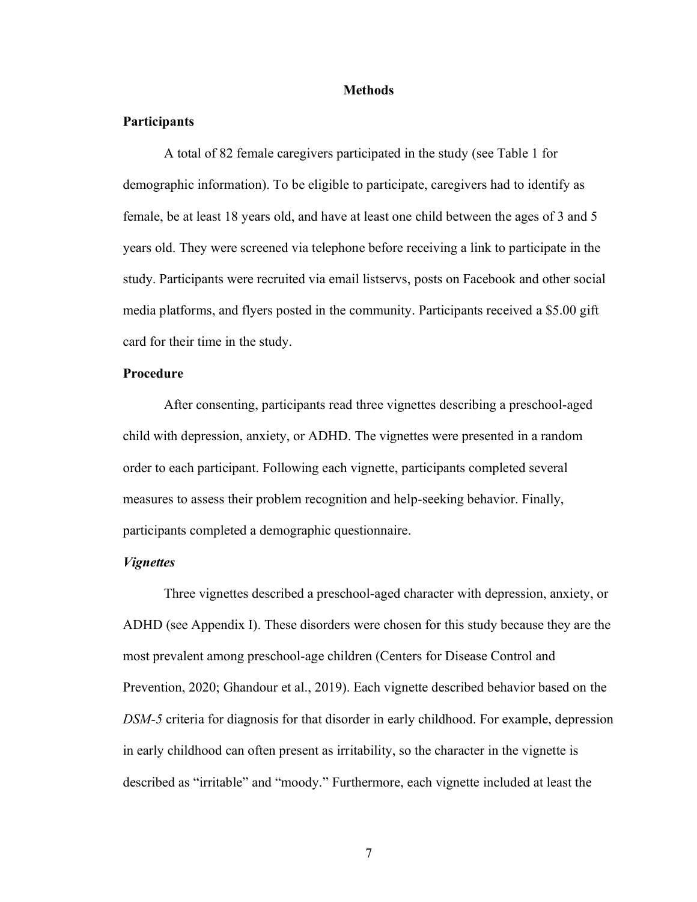# Methods

## Participants

A total of 82 female caregivers participated in the study (see Table 1 for demographic information). To be eligible to participate, caregivers had to identify as female, be at least 18 years old, and have at least one child between the ages of 3 and 5 years old. They were screened via telephone before receiving a link to participate in the study. Participants were recruited via email listservs, posts on Facebook and other social media platforms, and flyers posted in the community. Participants received a $5.00 gift card for their time in the study.

## Procedure

After consenting, participants read three vignettes describing a preschool-aged child with depression, anxiety, or ADHD. The vignettes were presented in a random order to each participant. Following each vignette, participants completed several measures to assess their problem recognition and help-seeking behavior. Finally, participants completed a demographic questionnaire.

### *Vignettes*

Three vignettes described a preschool-aged character with depression, anxiety, or ADHD (see Appendix I). These disorders were chosen for this study because they are the most prevalent among preschool-age children (Centers for Disease Control and Prevention, 2020; Ghandour et al., 2019). Each vignette described behavior based on the *DSM-5* criteria for diagnosis for that disorder in early childhood. For example, depression in early childhood can often present as irritability, so the character in the vignette is described as "irritable" and "moody." Furthermore, each vignette included at least the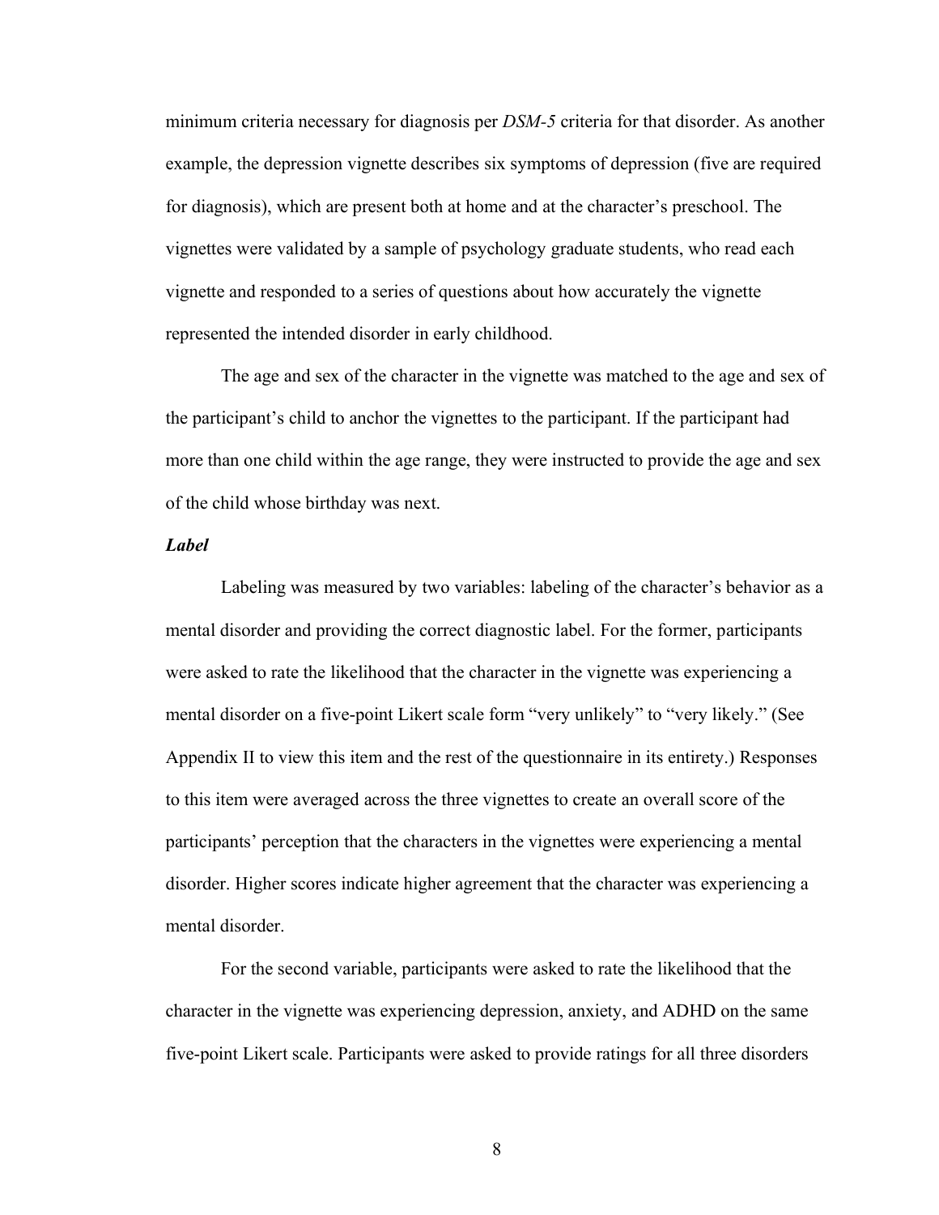minimum criteria necessary for diagnosis per *DSM-5* criteria for that disorder. As another example, the depression vignette describes six symptoms of depression (five are required for diagnosis), which are present both at home and at the character's preschool. The vignettes were validated by a sample of psychology graduate students, who read each vignette and responded to a series of questions about how accurately the vignette represented the intended disorder in early childhood.

The age and sex of the character in the vignette was matched to the age and sex of the participant's child to anchor the vignettes to the participant. If the participant had more than one child within the age range, they were instructed to provide the age and sex of the child whose birthday was next.

### *Label*

Labeling was measured by two variables: labeling of the character's behavior as a mental disorder and providing the correct diagnostic label. For the former, participants were asked to rate the likelihood that the character in the vignette was experiencing a mental disorder on a five-point Likert scale form "very unlikely" to "very likely." (See Appendix II to view this item and the rest of the questionnaire in its entirety.) Responses to this item were averaged across the three vignettes to create an overall score of the participants' perception that the characters in the vignettes were experiencing a mental disorder. Higher scores indicate higher agreement that the character was experiencing a mental disorder.

For the second variable, participants were asked to rate the likelihood that the character in the vignette was experiencing depression, anxiety, and ADHD on the same five-point Likert scale. Participants were asked to provide ratings for all three disorders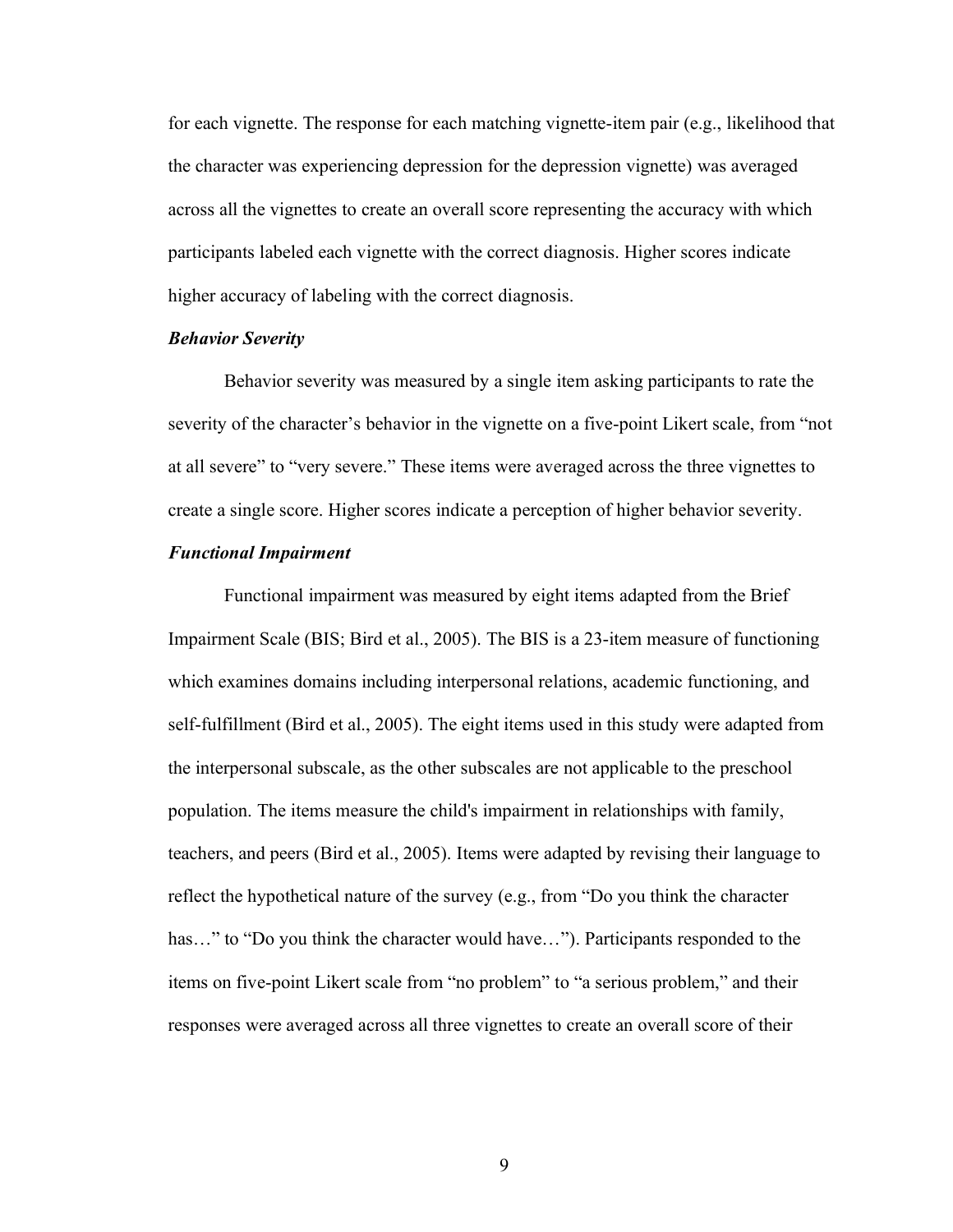for each vignette. The response for each matching vignette-item pair (e.g., likelihood that the character was experiencing depression for the depression vignette) was averaged across all the vignettes to create an overall score representing the accuracy with which participants labeled each vignette with the correct diagnosis. Higher scores indicate higher accuracy of labeling with the correct diagnosis.

### *Behavior Severity*

Behavior severity was measured by a single item asking participants to rate the severity of the character's behavior in the vignette on a five-point Likert scale, from "not at all severe" to "very severe." These items were averaged across the three vignettes to create a single score. Higher scores indicate a perception of higher behavior severity.

### *Functional Impairment*

Functional impairment was measured by eight items adapted from the Brief Impairment Scale (BIS; Bird et al., 2005). The BIS is a 23-item measure of functioning which examines domains including interpersonal relations, academic functioning, and self-fulfillment (Bird et al., 2005). The eight items used in this study were adapted from the interpersonal subscale, as the other subscales are not applicable to the preschool population. The items measure the child's impairment in relationships with family, teachers, and peers (Bird et al., 2005). Items were adapted by revising their language to reflect the hypothetical nature of the survey (e.g., from "Do you think the character has…" to "Do you think the character would have…"). Participants responded to the items on five-point Likert scale from "no problem" to "a serious problem," and their responses were averaged across all three vignettes to create an overall score of their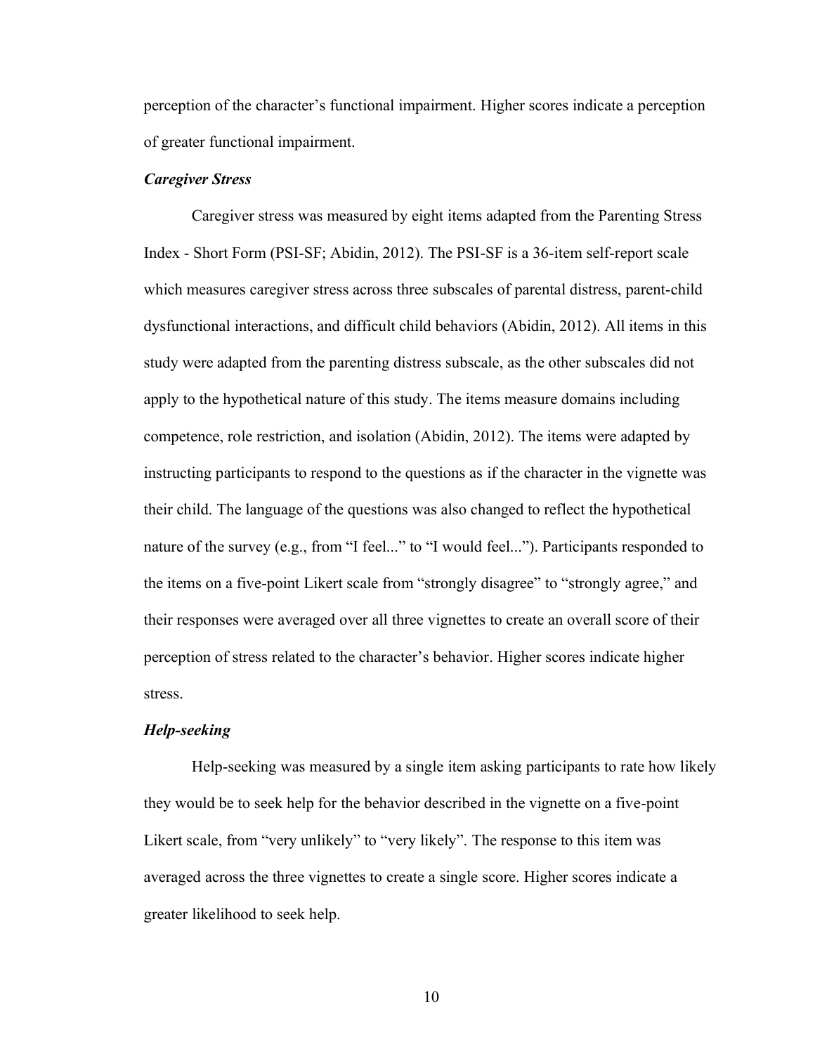perception of the character's functional impairment. Higher scores indicate a perception of greater functional impairment.

### *Caregiver Stress*

Caregiver stress was measured by eight items adapted from the Parenting Stress Index - Short Form (PSI-SF; Abidin, 2012). The PSI-SF is a 36-item self-report scale which measures caregiver stress across three subscales of parental distress, parent-child dysfunctional interactions, and difficult child behaviors (Abidin, 2012). All items in this study were adapted from the parenting distress subscale, as the other subscales did not apply to the hypothetical nature of this study. The items measure domains including competence, role restriction, and isolation (Abidin, 2012). The items were adapted by instructing participants to respond to the questions as if the character in the vignette was their child. The language of the questions was also changed to reflect the hypothetical nature of the survey (e.g., from "I feel..." to "I would feel..."). Participants responded to the items on a five-point Likert scale from "strongly disagree" to "strongly agree," and their responses were averaged over all three vignettes to create an overall score of their perception of stress related to the character's behavior. Higher scores indicate higher stress.

### *Help-seeking*

Help-seeking was measured by a single item asking participants to rate how likely they would be to seek help for the behavior described in the vignette on a five-point Likert scale, from "very unlikely" to "very likely". The response to this item was averaged across the three vignettes to create a single score. Higher scores indicate a greater likelihood to seek help.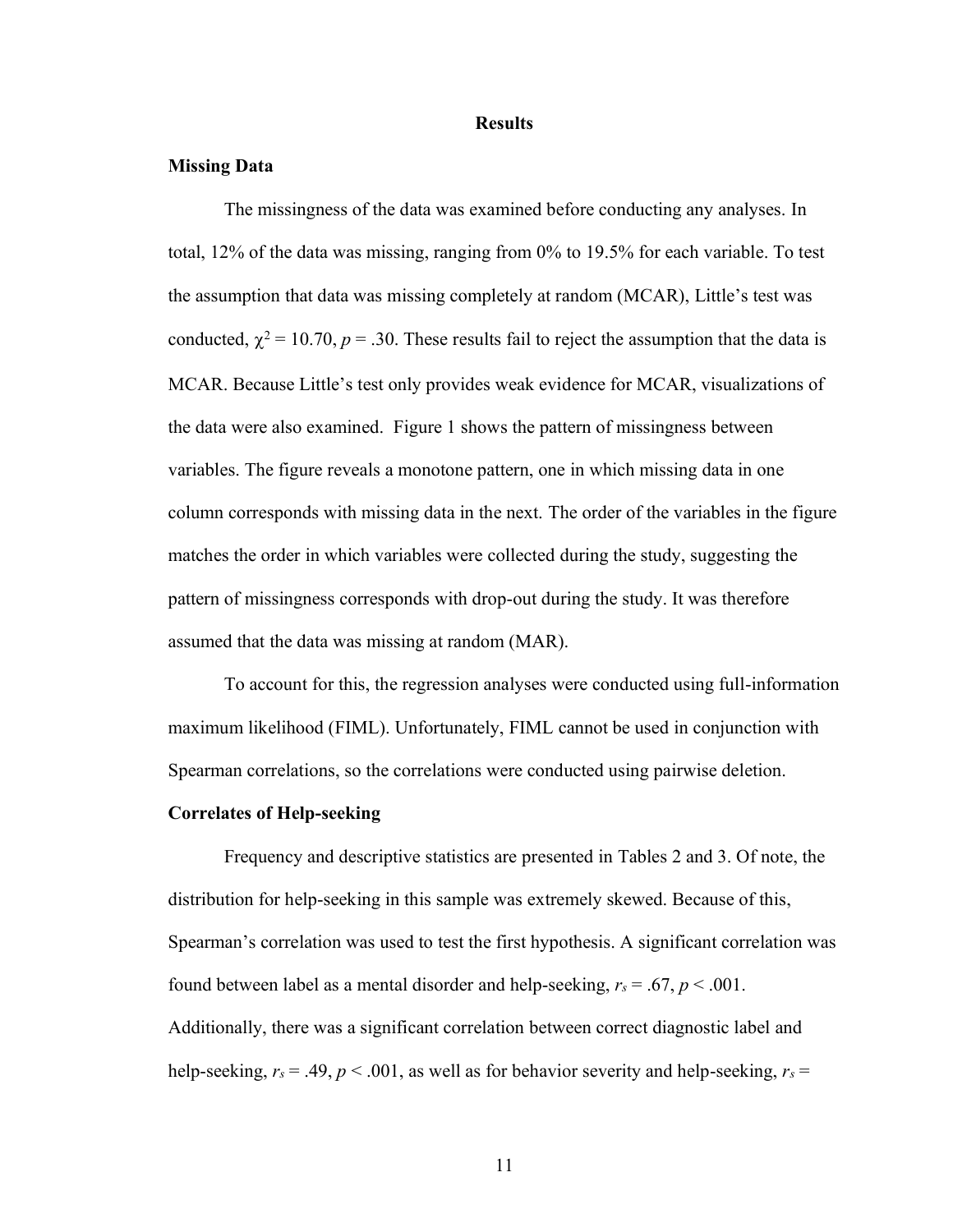# Results

## Missing Data

The missingness of the data was examined before conducting any analyses. In total, 12% of the data was missing, ranging from 0% to 19.5% for each variable. To test the assumption that data was missing completely at random (MCAR), Little's test was conducted, $\chi^2 = 10.70$, $p = .30$. These results fail to reject the assumption that the data is MCAR. Because Little's test only provides weak evidence for MCAR, visualizations of the data were also examined. Figure 1 shows the pattern of missingness between variables. The figure reveals a monotone pattern, one in which missing data in one column corresponds with missing data in the next. The order of the variables in the figure matches the order in which variables were collected during the study, suggesting the pattern of missingness corresponds with drop-out during the study. It was therefore assumed that the data was missing at random (MAR).

To account for this, the regression analyses were conducted using full-information maximum likelihood (FIML). Unfortunately, FIML cannot be used in conjunction with Spearman correlations, so the correlations were conducted using pairwise deletion.

## Correlates of Help-seeking

Frequency and descriptive statistics are presented in Tables 2 and 3. Of note, the distribution for help-seeking in this sample was extremely skewed. Because of this, Spearman's correlation was used to test the first hypothesis. A significant correlation was found between label as a mental disorder and help-seeking, $r_s = .67$, $p < .001$. Additionally, there was a significant correlation between correct diagnostic label and help-seeking, $r_s = .49$, $p < .001$, as well as for behavior severity and help-seeking, $r_s =$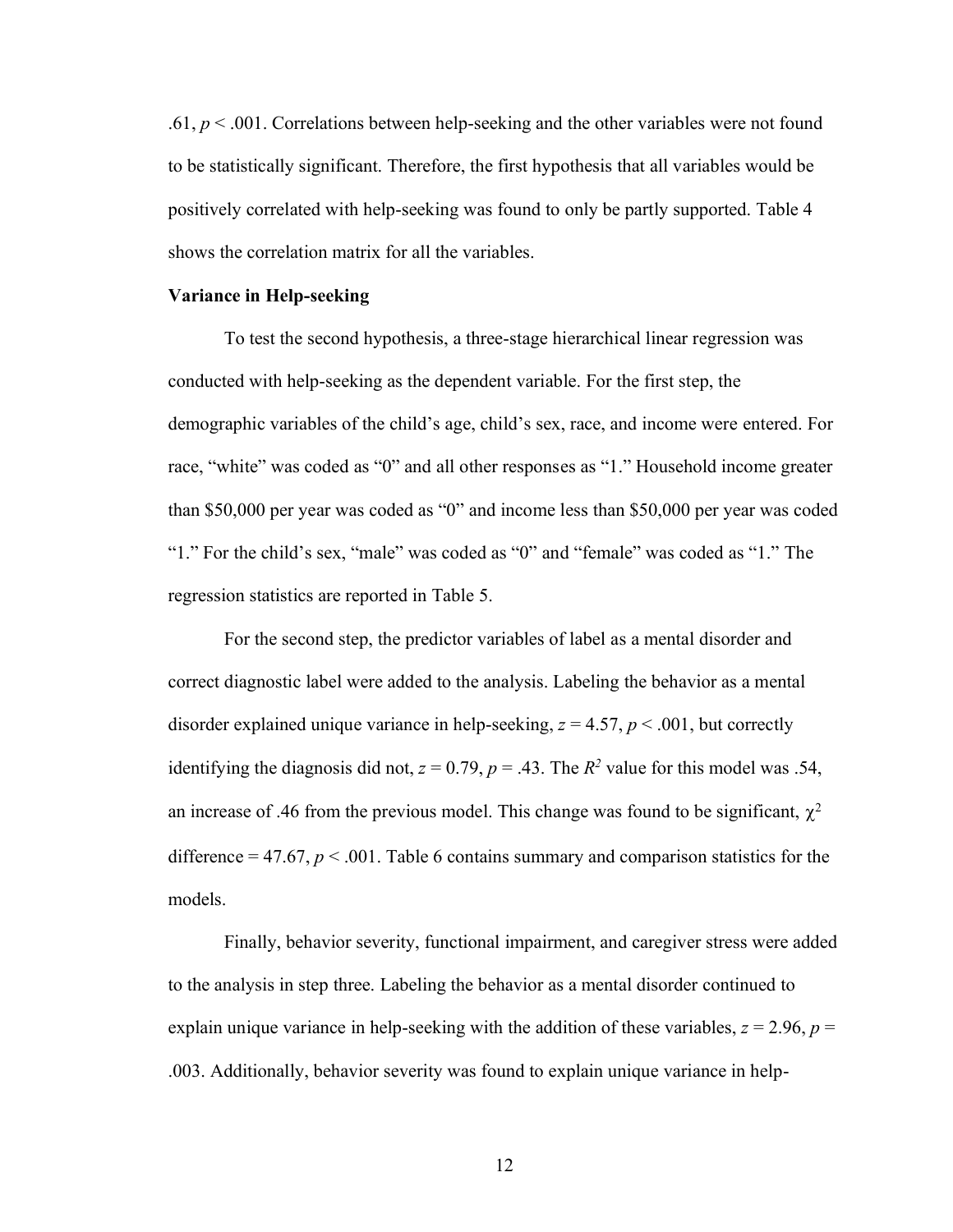.61, $p < .001$. Correlations between help-seeking and the other variables were not found to be statistically significant. Therefore, the first hypothesis that all variables would be positively correlated with help-seeking was found to only be partly supported. Table 4 shows the correlation matrix for all the variables.

**Variance in Help-seeking**

To test the second hypothesis, a three-stage hierarchical linear regression was conducted with help-seeking as the dependent variable. For the first step, the demographic variables of the child's age, child's sex, race, and income were entered. For race, "white" was coded as "0" and all other responses as "1." Household income greater than \$50,000 per year was coded as "0" and income less than \$50,000 per year was coded "1." For the child's sex, "male" was coded as "0" and "female" was coded as "1." The regression statistics are reported in Table 5.

For the second step, the predictor variables of label as a mental disorder and correct diagnostic label were added to the analysis. Labeling the behavior as a mental disorder explained unique variance in help-seeking, $z = 4.57$, $p < .001$, but correctly identifying the diagnosis did not, $z = 0.79$, $p = .43$. The $R^2$ value for this model was .54, an increase of .46 from the previous model. This change was found to be significant, $\chi^2$ difference = 47.67, $p < .001$. Table 6 contains summary and comparison statistics for the models.

Finally, behavior severity, functional impairment, and caregiver stress were added to the analysis in step three. Labeling the behavior as a mental disorder continued to explain unique variance in help-seeking with the addition of these variables, $z = 2.96$, $p = .003$. Additionally, behavior severity was found to explain unique variance in help-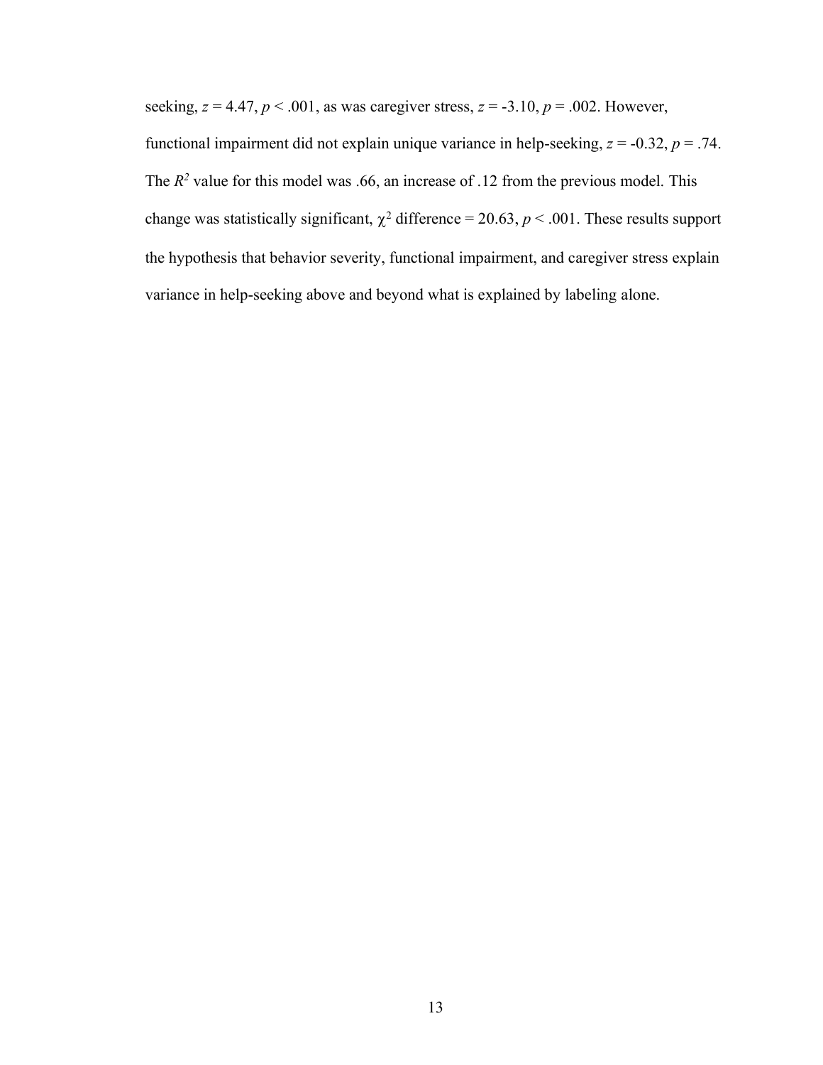seeking, $z = 4.47$, $p < .001$, as was caregiver stress, $z = -3.10$, $p = .002$. However, functional impairment did not explain unique variance in help-seeking, $z = -0.32$, $p = .74$. The $R^2$ value for this model was .66, an increase of .12 from the previous model. This change was statistically significant, $\chi^2$ difference = 20.63, $p < .001$. These results support the hypothesis that behavior severity, functional impairment, and caregiver stress explain variance in help-seeking above and beyond what is explained by labeling alone.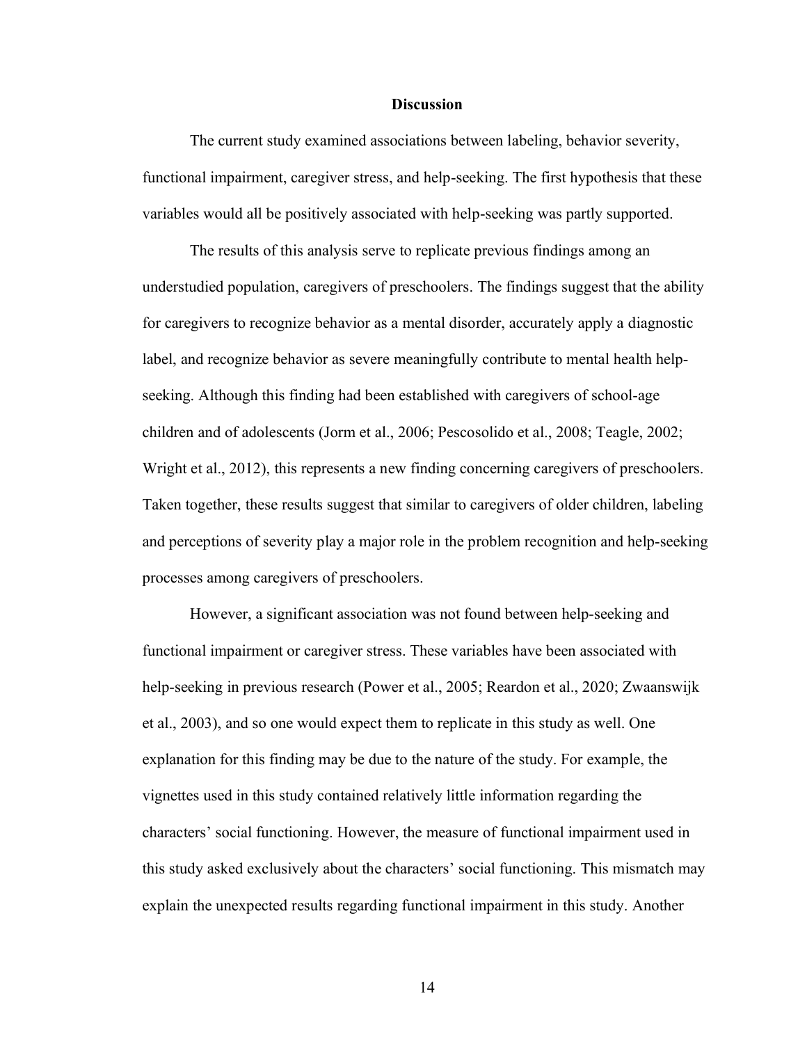# Discussion

The current study examined associations between labeling, behavior severity, functional impairment, caregiver stress, and help-seeking. The first hypothesis that these variables would all be positively associated with help-seeking was partly supported.

The results of this analysis serve to replicate previous findings among an understudied population, caregivers of preschoolers. The findings suggest that the ability for caregivers to recognize behavior as a mental disorder, accurately apply a diagnostic label, and recognize behavior as severe meaningfully contribute to mental health help-seeking. Although this finding had been established with caregivers of school-age children and of adolescents (Jorm et al., 2006; Pescosolido et al., 2008; Teagle, 2002; Wright et al., 2012), this represents a new finding concerning caregivers of preschoolers. Taken together, these results suggest that similar to caregivers of older children, labeling and perceptions of severity play a major role in the problem recognition and help-seeking processes among caregivers of preschoolers.

However, a significant association was not found between help-seeking and functional impairment or caregiver stress. These variables have been associated with help-seeking in previous research (Power et al., 2005; Reardon et al., 2020; Zwaanswijk et al., 2003), and so one would expect them to replicate in this study as well. One explanation for this finding may be due to the nature of the study. For example, the vignettes used in this study contained relatively little information regarding the characters' social functioning. However, the measure of functional impairment used in this study asked exclusively about the characters' social functioning. This mismatch may explain the unexpected results regarding functional impairment in this study. Another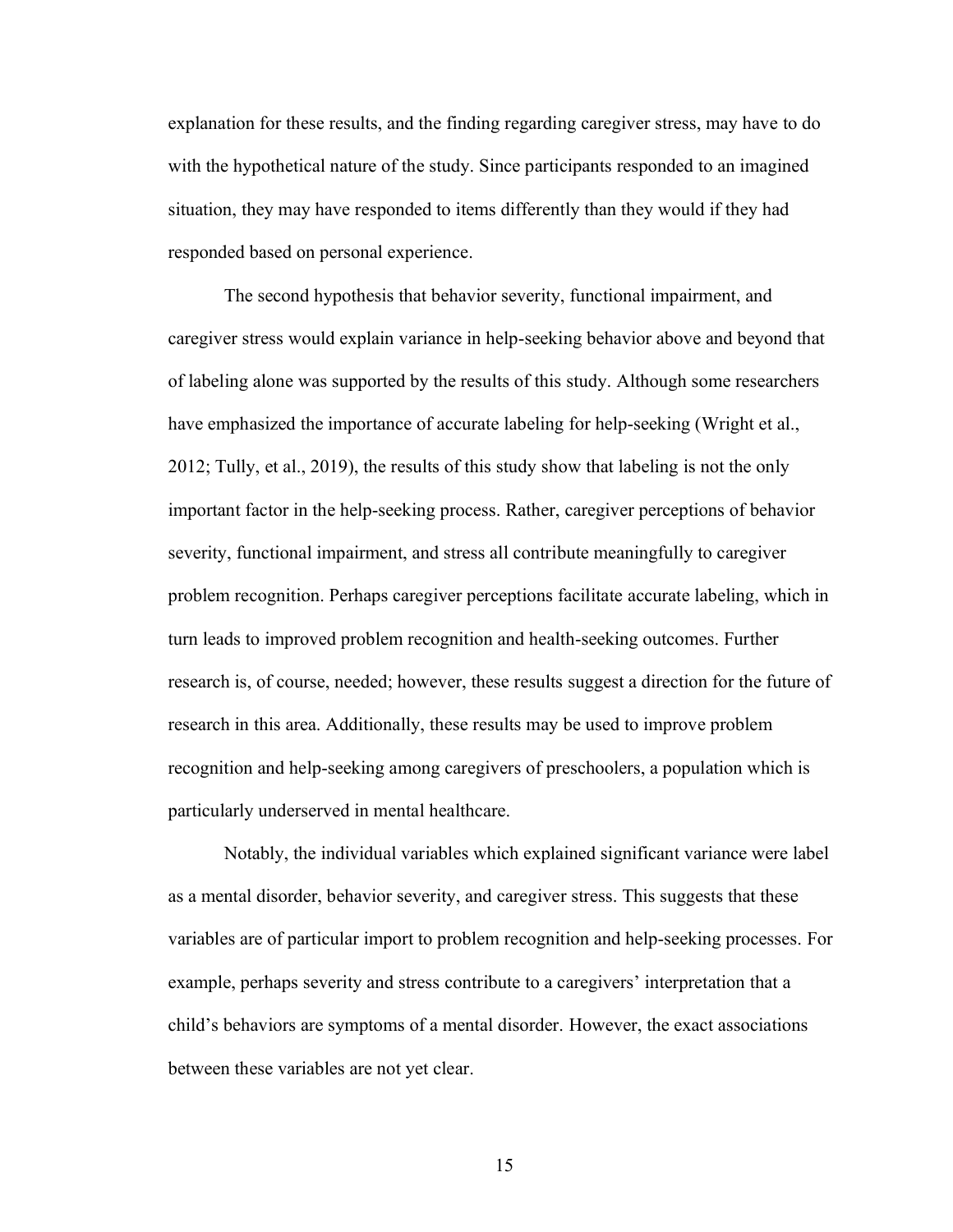explanation for these results, and the finding regarding caregiver stress, may have to do with the hypothetical nature of the study. Since participants responded to an imagined situation, they may have responded to items differently than they would if they had responded based on personal experience.

The second hypothesis that behavior severity, functional impairment, and caregiver stress would explain variance in help-seeking behavior above and beyond that of labeling alone was supported by the results of this study. Although some researchers have emphasized the importance of accurate labeling for help-seeking (Wright et al., 2012; Tully, et al., 2019), the results of this study show that labeling is not the only important factor in the help-seeking process. Rather, caregiver perceptions of behavior severity, functional impairment, and stress all contribute meaningfully to caregiver problem recognition. Perhaps caregiver perceptions facilitate accurate labeling, which in turn leads to improved problem recognition and health-seeking outcomes. Further research is, of course, needed; however, these results suggest a direction for the future of research in this area. Additionally, these results may be used to improve problem recognition and help-seeking among caregivers of preschoolers, a population which is particularly underserved in mental healthcare.

Notably, the individual variables which explained significant variance were label as a mental disorder, behavior severity, and caregiver stress. This suggests that these variables are of particular import to problem recognition and help-seeking processes. For example, perhaps severity and stress contribute to a caregivers' interpretation that a child's behaviors are symptoms of a mental disorder. However, the exact associations between these variables are not yet clear.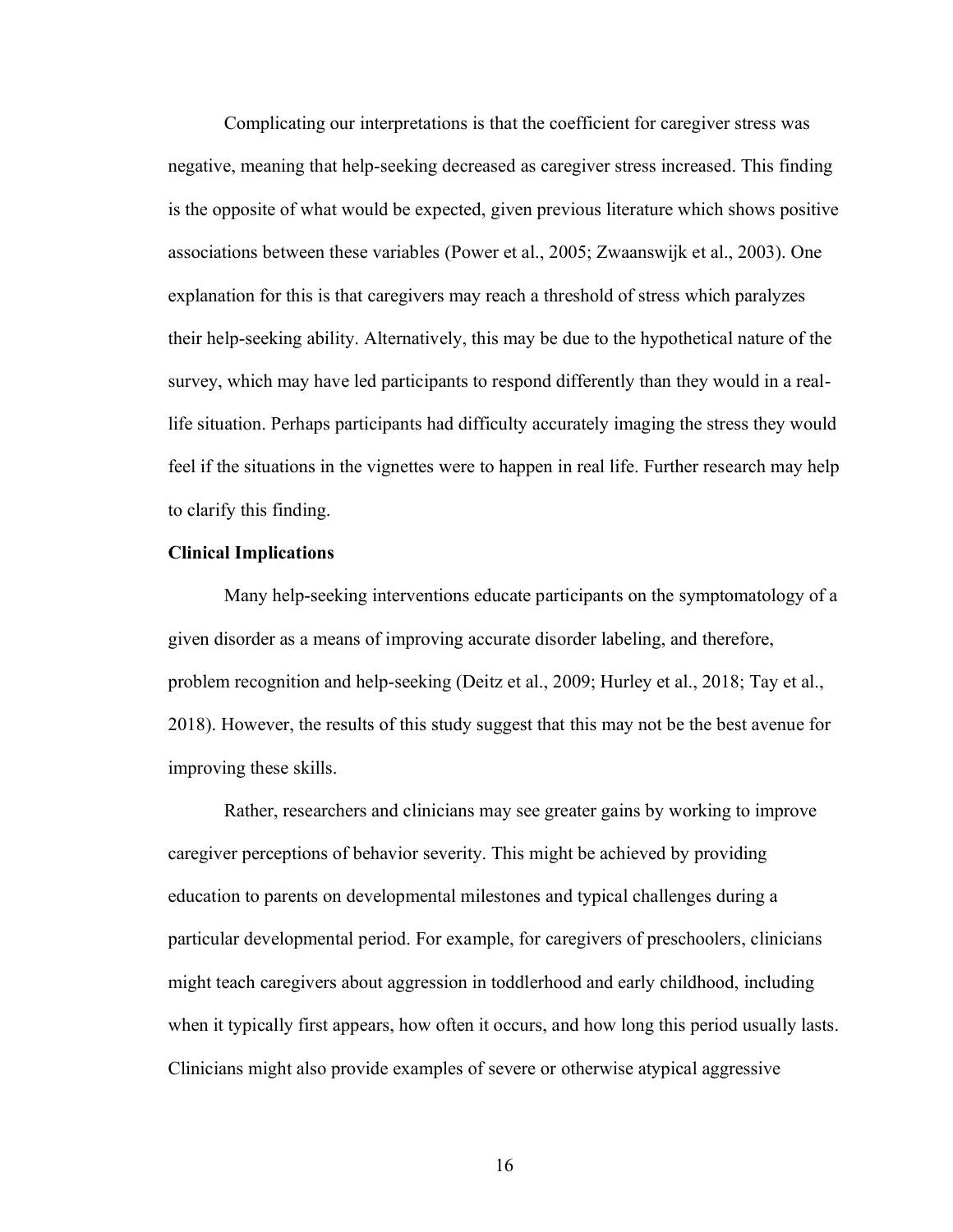Complicating our interpretations is that the coefficient for caregiver stress was negative, meaning that help-seeking decreased as caregiver stress increased. This finding is the opposite of what would be expected, given previous literature which shows positive associations between these variables (Power et al., 2005; Zwaanswijk et al., 2003). One explanation for this is that caregivers may reach a threshold of stress which paralyzes their help-seeking ability. Alternatively, this may be due to the hypothetical nature of the survey, which may have led participants to respond differently than they would in a real-life situation. Perhaps participants had difficulty accurately imaging the stress they would feel if the situations in the vignettes were to happen in real life. Further research may help to clarify this finding.

**Clinical Implications**

Many help-seeking interventions educate participants on the symptomatology of a given disorder as a means of improving accurate disorder labeling, and therefore, problem recognition and help-seeking (Deitz et al., 2009; Hurley et al., 2018; Tay et al., 2018). However, the results of this study suggest that this may not be the best avenue for improving these skills.

Rather, researchers and clinicians may see greater gains by working to improve caregiver perceptions of behavior severity. This might be achieved by providing education to parents on developmental milestones and typical challenges during a particular developmental period. For example, for caregivers of preschoolers, clinicians might teach caregivers about aggression in toddlerhood and early childhood, including when it typically first appears, how often it occurs, and how long this period usually lasts. Clinicians might also provide examples of severe or otherwise atypical aggressive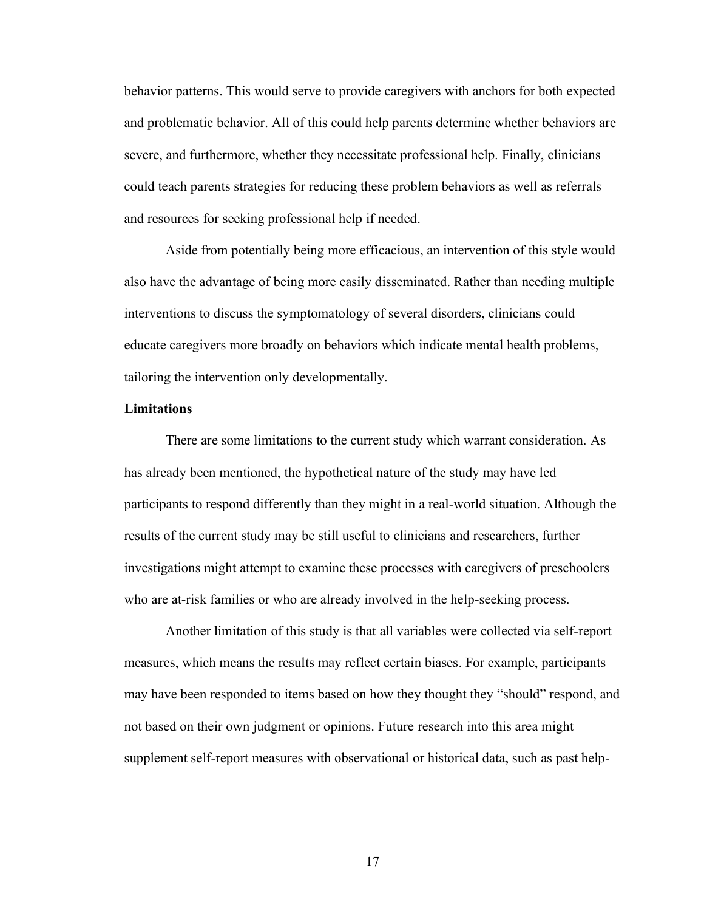behavior patterns. This would serve to provide caregivers with anchors for both expected and problematic behavior. All of this could help parents determine whether behaviors are severe, and furthermore, whether they necessitate professional help. Finally, clinicians could teach parents strategies for reducing these problem behaviors as well as referrals and resources for seeking professional help if needed.

Aside from potentially being more efficacious, an intervention of this style would also have the advantage of being more easily disseminated. Rather than needing multiple interventions to discuss the symptomatology of several disorders, clinicians could educate caregivers more broadly on behaviors which indicate mental health problems, tailoring the intervention only developmentally.

**Limitations**

There are some limitations to the current study which warrant consideration. As has already been mentioned, the hypothetical nature of the study may have led participants to respond differently than they might in a real-world situation. Although the results of the current study may be still useful to clinicians and researchers, further investigations might attempt to examine these processes with caregivers of preschoolers who are at-risk families or who are already involved in the help-seeking process.

Another limitation of this study is that all variables were collected via self-report measures, which means the results may reflect certain biases. For example, participants may have been responded to items based on how they thought they "should" respond, and not based on their own judgment or opinions. Future research into this area might supplement self-report measures with observational or historical data, such as past help-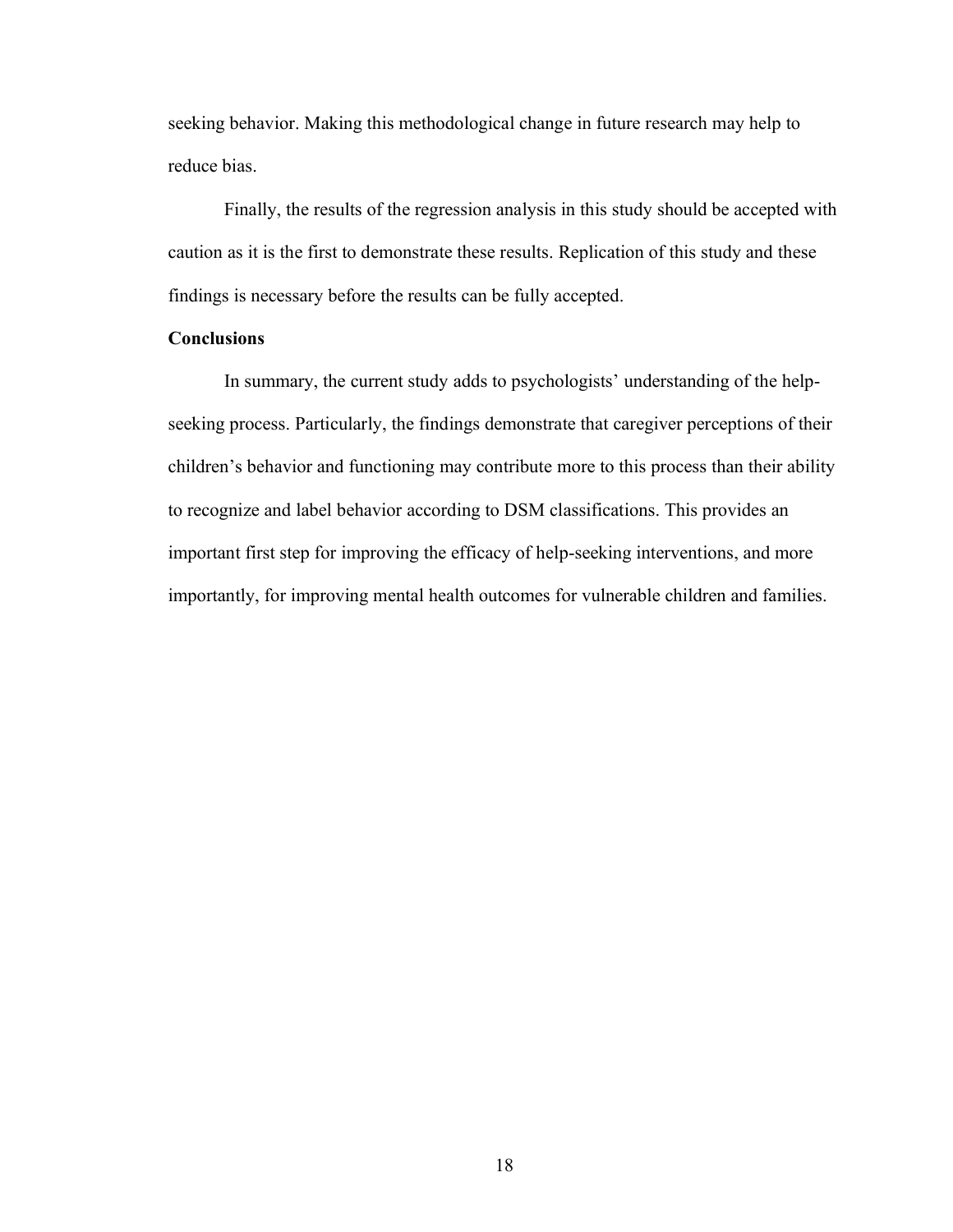seeking behavior. Making this methodological change in future research may help to reduce bias.

Finally, the results of the regression analysis in this study should be accepted with caution as it is the first to demonstrate these results. Replication of this study and these findings is necessary before the results can be fully accepted.

## Conclusions

In summary, the current study adds to psychologists' understanding of the help-seeking process. Particularly, the findings demonstrate that caregiver perceptions of their children's behavior and functioning may contribute more to this process than their ability to recognize and label behavior according to DSM classifications. This provides an important first step for improving the efficacy of help-seeking interventions, and more importantly, for improving mental health outcomes for vulnerable children and families.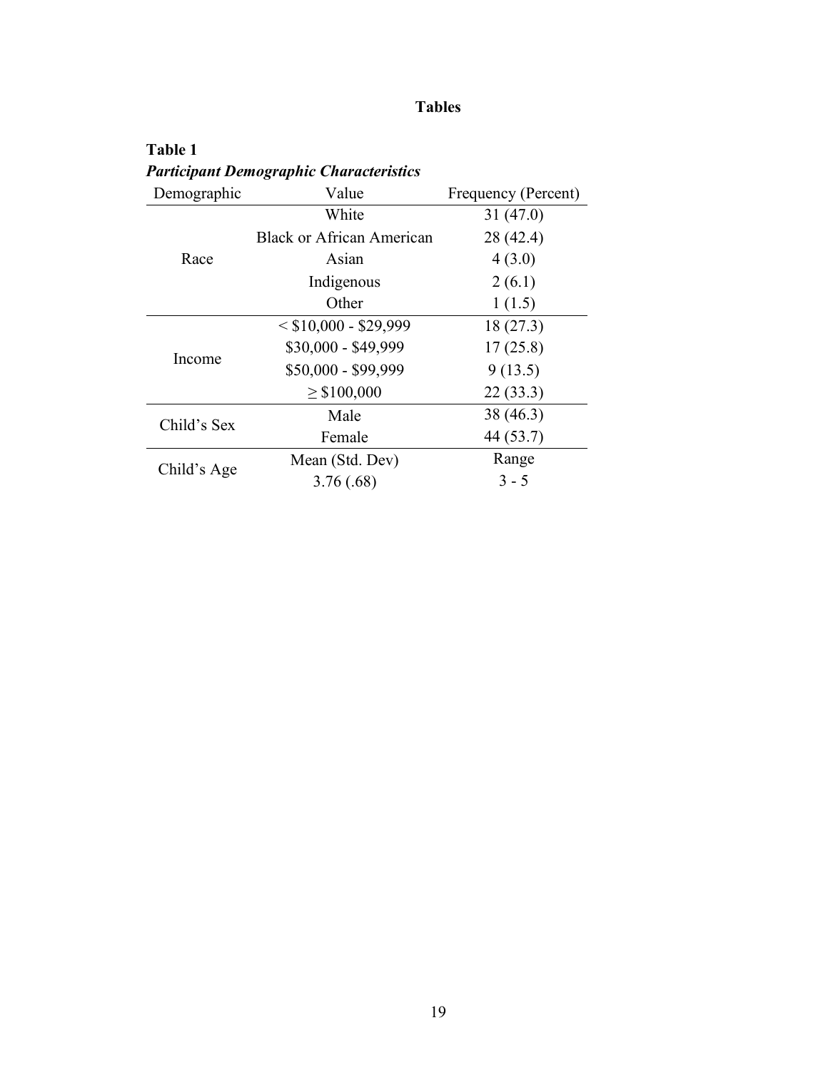# Tables

**Table 1**

***Participant Demographic Characteristics***

| Demographic | Value | Frequency (Percent) |
|---|---|---|
| Race | White | 31 (47.0) |
| | Black or African American | 28 (42.4) |
| | Asian | 4 (3.0) |
| | Indigenous | 2 (6.1) |
| | Other | 1 (1.5) |
| Income | < $10,000 - $29,999 | 18 (27.3) |
| | $30,000 - $49,999 | 17 (25.8) |
| | $50,000 - $99,999 | 9 (13.5) |
| | ≥ $100,000 | 22 (33.3) |
| Child's Sex | Male | 38 (46.3) |
| | Female | 44 (53.7) |
| Child's Age | Mean (Std. Dev) | Range |
| | 3.76 (.68) | 3 - 5 |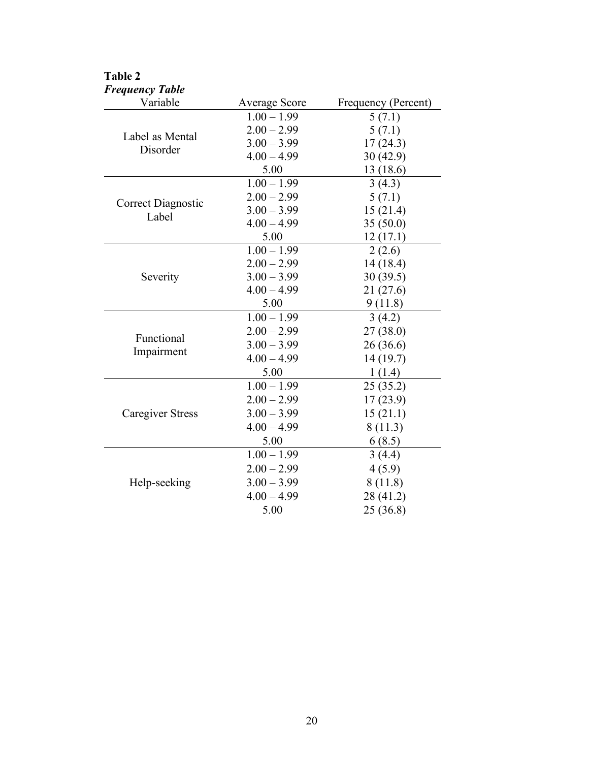**Table 2**

***Frequency Table***

| Variable | Average Score | Frequency (Percent) |
|---|---|---|
| Label as Mental Disorder | 1.00 – 1.99 | 5 (7.1) |
| | 2.00 – 2.99 | 5 (7.1) |
| | 3.00 – 3.99 | 17 (24.3) |
| | 4.00 – 4.99 | 30 (42.9) |
| | 5.00 | 13 (18.6) |
| Correct Diagnostic Label | 1.00 – 1.99 | 3 (4.3) |
| | 2.00 – 2.99 | 5 (7.1) |
| | 3.00 – 3.99 | 15 (21.4) |
| | 4.00 – 4.99 | 35 (50.0) |
| | 5.00 | 12 (17.1) |
| Severity | 1.00 – 1.99 | 2 (2.6) |
| | 2.00 – 2.99 | 14 (18.4) |
| | 3.00 – 3.99 | 30 (39.5) |
| | 4.00 – 4.99 | 21 (27.6) |
| | 5.00 | 9 (11.8) |
| Functional Impairment | 1.00 – 1.99 | 3 (4.2) |
| | 2.00 – 2.99 | 27 (38.0) |
| | 3.00 – 3.99 | 26 (36.6) |
| | 4.00 – 4.99 | 14 (19.7) |
| | 5.00 | 1 (1.4) |
| Caregiver Stress | 1.00 – 1.99 | 25 (35.2) |
| | 2.00 – 2.99 | 17 (23.9) |
| | 3.00 – 3.99 | 15 (21.1) |
| | 4.00 – 4.99 | 8 (11.3) |
| | 5.00 | 6 (8.5) |
| Help-seeking | 1.00 – 1.99 | 3 (4.4) |
| | 2.00 – 2.99 | 4 (5.9) |
| | 3.00 – 3.99 | 8 (11.8) |
| | 4.00 – 4.99 | 28 (41.2) |
| | 5.00 | 25 (36.8) |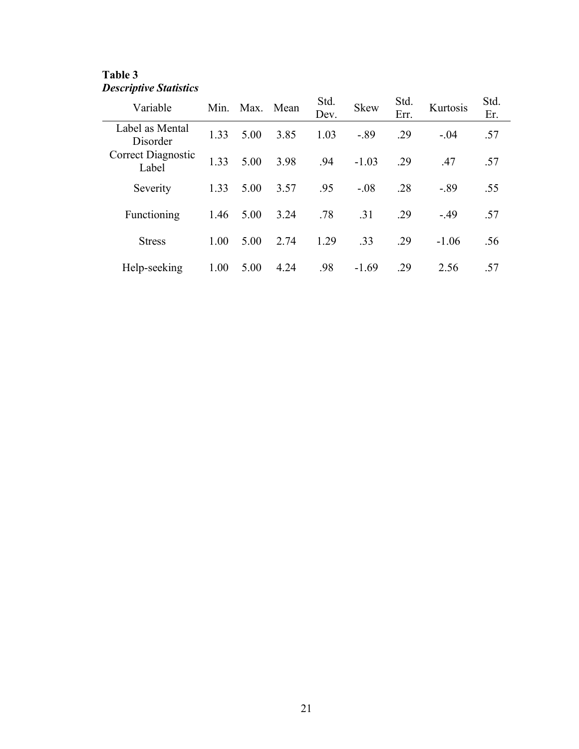**Table 3**
***Descriptive Statistics***

| Variable | Min. | Max. | Mean | Std. Dev. | Skew | Std. Err. | Kurtosis | Std. Er. |
|---|---|---|---|---|---|---|---|---|
| Label as Mental Disorder | 1.33 | 5.00 | 3.85 | 1.03 | -.89 | .29 | -.04 | .57 |
| Correct Diagnostic Label | 1.33 | 5.00 | 3.98 | .94 | -1.03 | .29 | .47 | .57 |
| Severity | 1.33 | 5.00 | 3.57 | .95 | -.08 | .28 | -.89 | .55 |
| Functioning | 1.46 | 5.00 | 3.24 | .78 | .31 | .29 | -.49 | .57 |
| Stress | 1.00 | 5.00 | 2.74 | 1.29 | .33 | .29 | -1.06 | .56 |
| Help-seeking | 1.00 | 5.00 | 4.24 | .98 | -1.69 | .29 | 2.56 | .57 |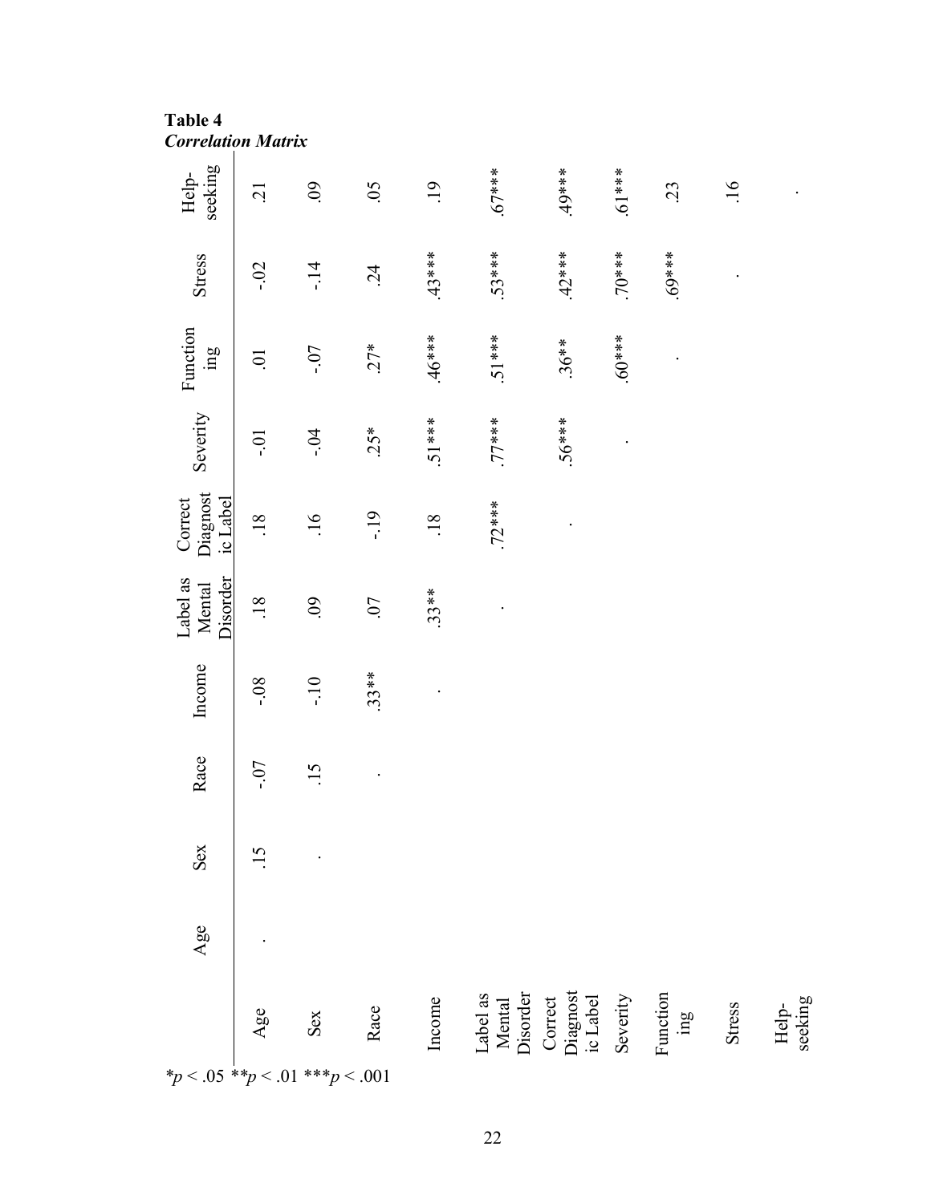**Table 4**
***Correlation Matrix***

| | Age | Sex | Race | Income | Label as Mental Disorder | Correct Diagnostic Label | Severity | Functioning | Stress | Help-seeking |
|---|---|---|---|---|---|---|---|---|---|---|
| Age | . | .15 | -.07 | -.08 | .18 | .18 | -.01 | .01 | -.02 | .21 |
| Sex | | . | .15 | -.10 | .09 | .16 | -.04 | -.07 | -.14 | .09 |
| Race | | | . | .33** | .07 | -.19 | .25* | .27* | .24 | .05 |
| Income | | | | . | .33** | .18 | .51*** | .46*** | .43*** | .19 |
| Label as Mental Disorder | | | | | . | .72*** | .77*** | .51*** | .53*** | .67*** |
| Correct Diagnostic Label | | | | | | . | .56*** | .36** | .42*** | .49*** |
| Severity | | | | | | | . | .60*** | .70*** | .61*** |
| Functioning | | | | | | | | . | .69*** | .23 |
| Stress | | | | | | | | | . | .16 |
| Help-seeking | | | | | | | | | | . |

*$p < .05$ **$p < .01$ ***$p < .001$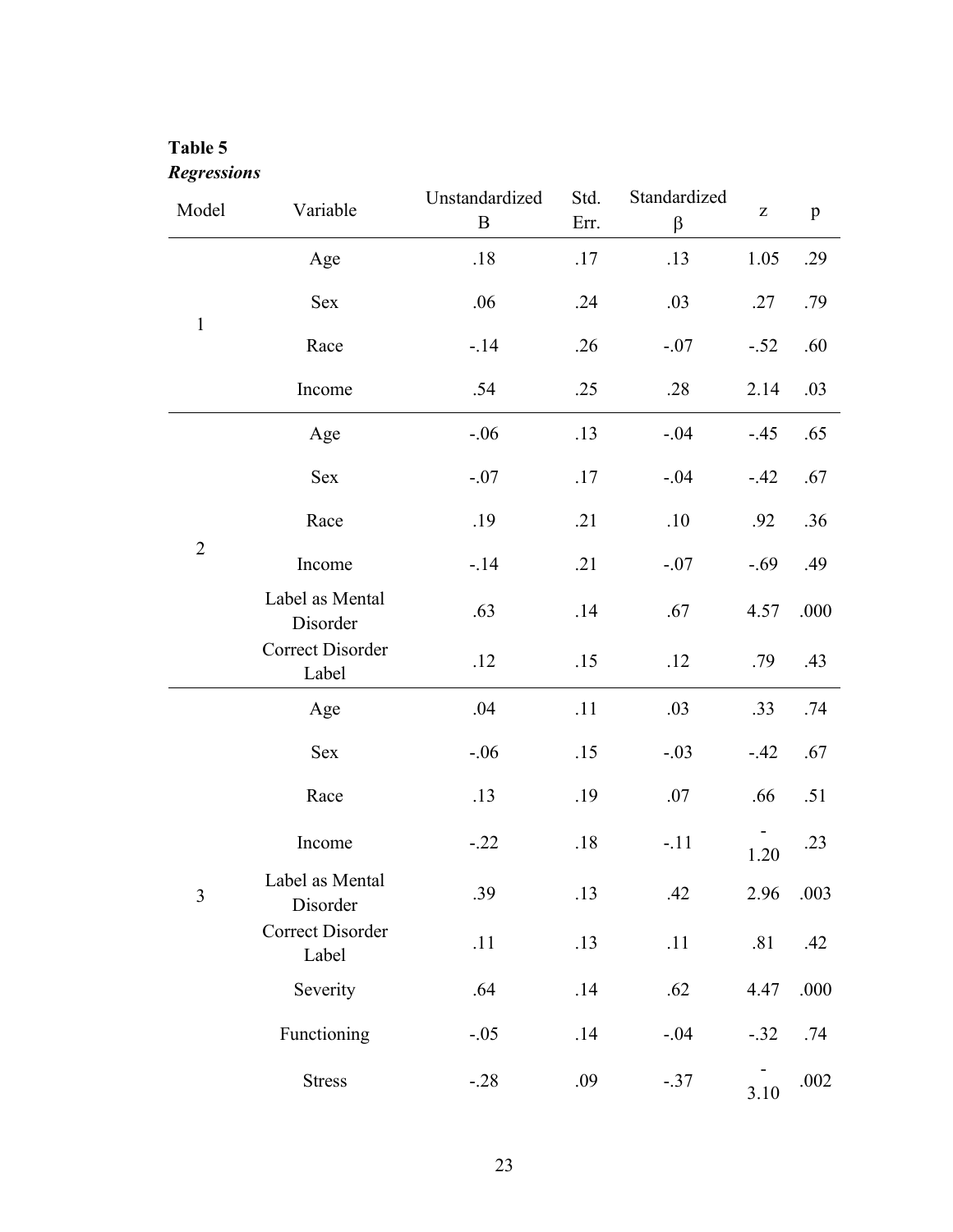**Table 5**

***Regressions***

| Model | Variable | Unstandardized B | Std. Err. | Standardized β | z | p |
|---|---|---|---|---|---|---|
| 1 | Age | .18 | .17 | .13 | 1.05 | .29 |
| | Sex | .06 | .24 | .03 | .27 | .79 |
| | Race | -.14 | .26 | -.07 | -.52 | .60 |
| | Income | .54 | .25 | .28 | 2.14 | .03 |
| 2 | Age | -.06 | .13 | -.04 | -.45 | .65 |
| | Sex | -.07 | .17 | -.04 | -.42 | .67 |
| | Race | .19 | .21 | .10 | .92 | .36 |
| | Income | -.14 | .21 | -.07 | -.69 | .49 |
| | Label as Mental Disorder | .63 | .14 | .67 | 4.57 | .000 |
| | Correct Disorder Label | .12 | .15 | .12 | .79 | .43 |
| 3 | Age | .04 | .11 | .03 | .33 | .74 |
| | Sex | -.06 | .15 | -.03 | -.42 | .67 |
| | Race | .13 | .19 | .07 | .66 | .51 |
| | Income | -.22 | .18 | -.11 | -1.20 | .23 |
| | Label as Mental Disorder | .39 | .13 | .42 | 2.96 | .003 |
| | Correct Disorder Label | .11 | .13 | .11 | .81 | .42 |
| | Severity | .64 | .14 | .62 | 4.47 | .000 |
| | Functioning | -.05 | .14 | -.04 | -.32 | .74 |
| | Stress | -.28 | .09 | -.37 | -3.10 | .002 |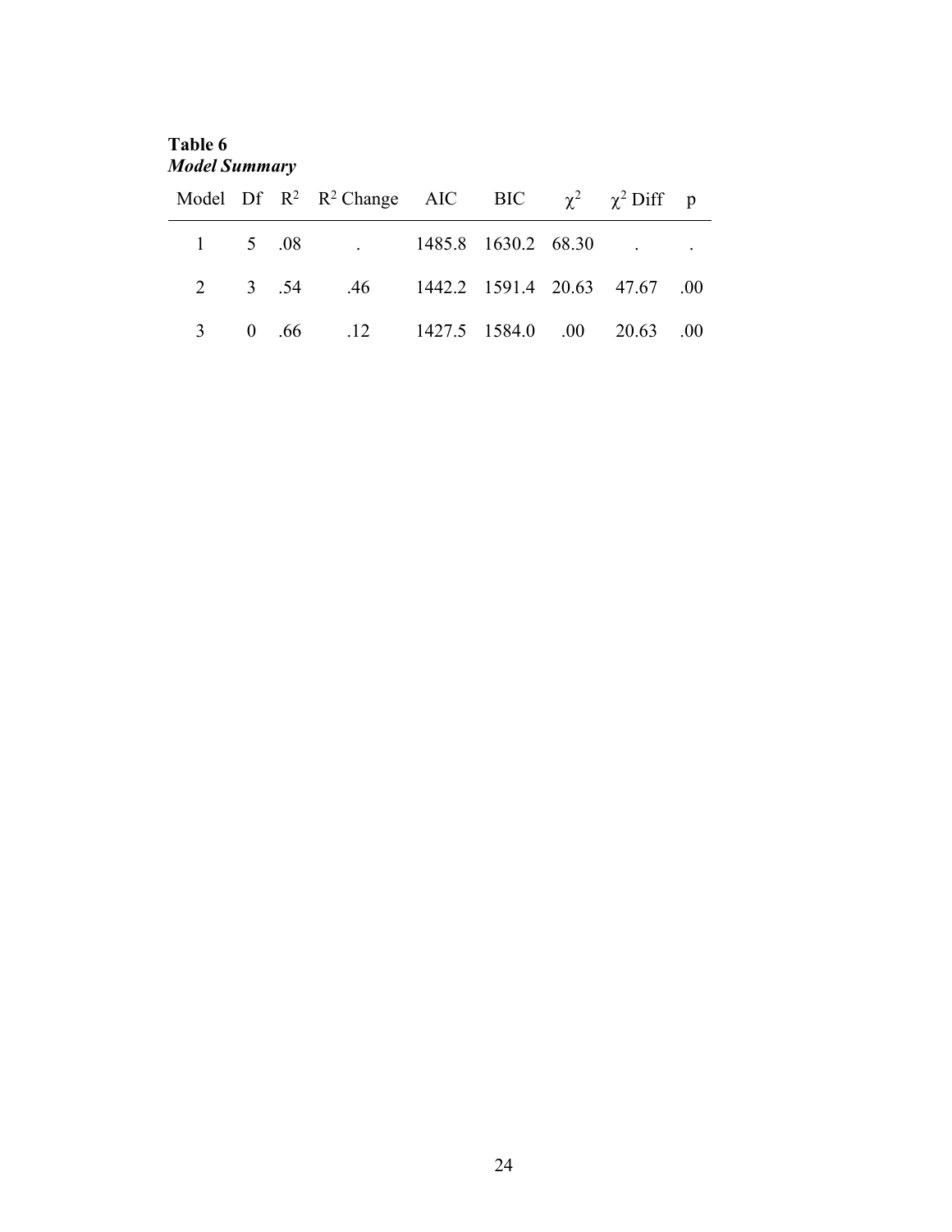**Table 6**
***Model Summary***

| Model | Df | $R^2$ | $R^2$ Change | AIC | BIC | $\chi^2$ | $\chi^2$ Diff | p |
|---|---|---|---|---|---|---|---|---|
| 1 | 5 | .08 | . | 1485.8 | 1630.2 | 68.30 | . | . |
| 2 | 3 | .54 | .46 | 1442.2 | 1591.4 | 20.63 | 47.67 | .00 |
| 3 | 0 | .66 | .12 | 1427.5 | 1584.0 | .00 | 20.63 | .00 |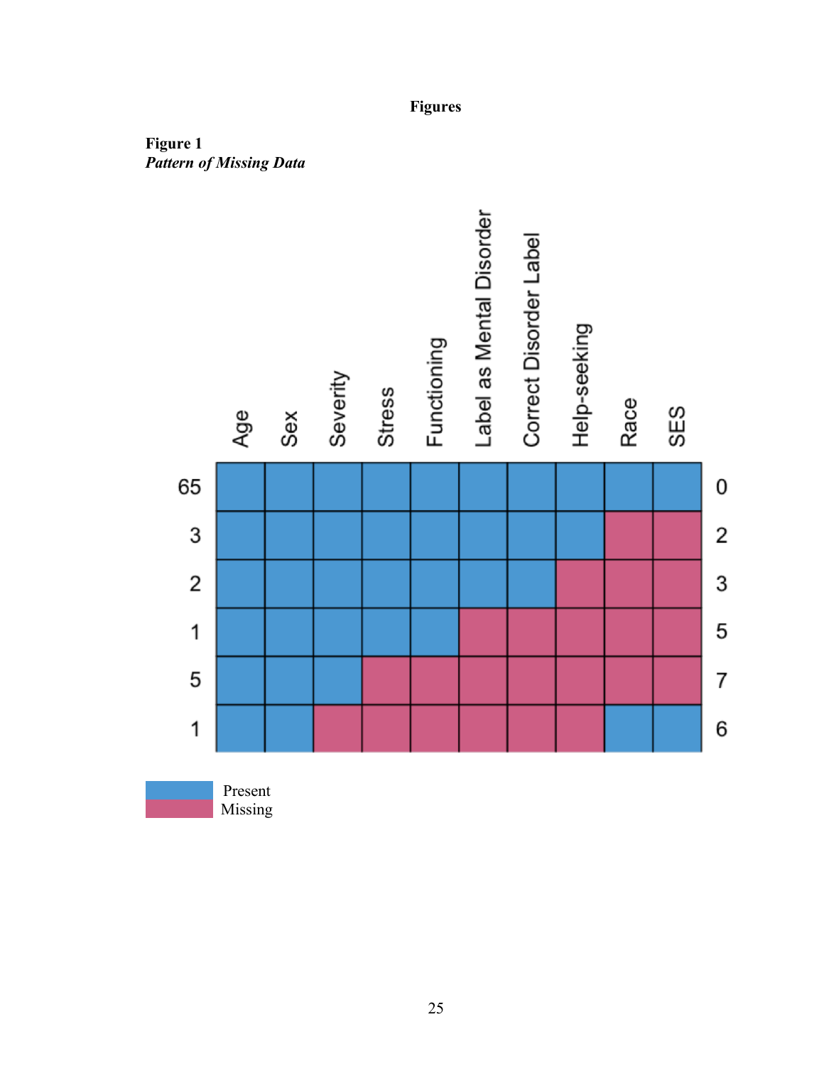# Figures

**Figure 1**

***Pattern of Missing Data***

| | Age | Sex | Severity | Stress | Functioning | Label as Mental Disorder | Correct Disorder Label | Help-seeking | Race | SES | |
|---|---|---|---|---|---|---|---|---|---|---|---|
| 65 | Present | Present | Present | Present | Present | Present | Present | Present | Present | Present | 0 |
| 3 | Present | Present | Present | Present | Present | Present | Present | Present | Missing | Missing | 2 |
| 2 | Present | Present | Present | Present | Present | Present | Present | Missing | Missing | Missing | 3 |
| 1 | Present | Present | Present | Present | Present | Missing | Missing | Missing | Missing | Missing | 5 |
| 5 | Present | Present | Present | Missing | Missing | Missing | Missing | Missing | Missing | Missing | 7 |
| 1 | Present | Present | Missing | Missing | Missing | Missing | Missing | Missing | Present | Present | 6 |

Present
Missing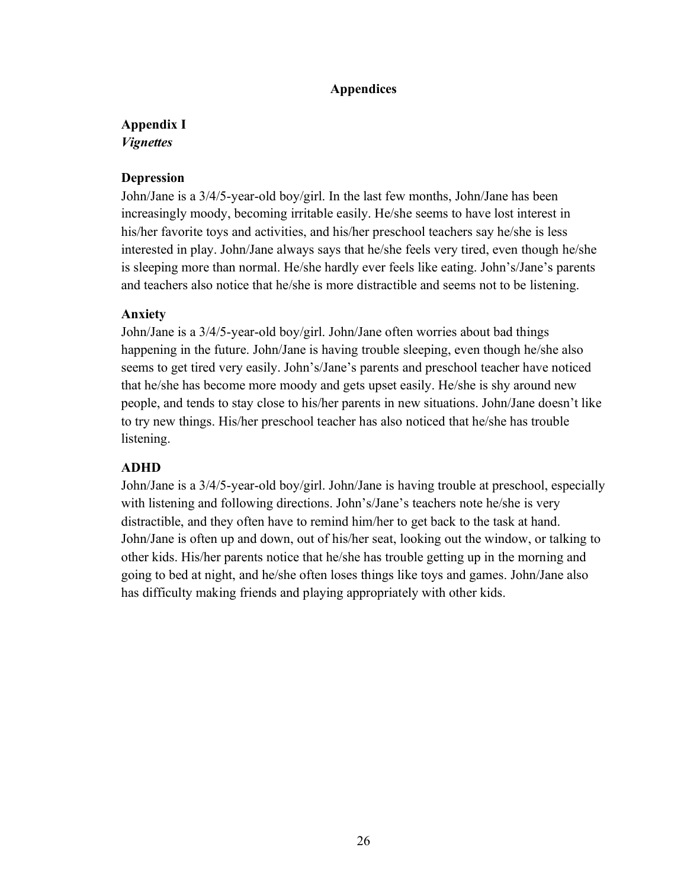# Appendices

## Appendix I
***Vignettes***

### Depression

John/Jane is a 3/4/5-year-old boy/girl. In the last few months, John/Jane has been increasingly moody, becoming irritable easily. He/she seems to have lost interest in his/her favorite toys and activities, and his/her preschool teachers say he/she is less interested in play. John/Jane always says that he/she feels very tired, even though he/she is sleeping more than normal. He/she hardly ever feels like eating. John's/Jane's parents and teachers also notice that he/she is more distractible and seems not to be listening.

### Anxiety

John/Jane is a 3/4/5-year-old boy/girl. John/Jane often worries about bad things happening in the future. John/Jane is having trouble sleeping, even though he/she also seems to get tired very easily. John's/Jane's parents and preschool teacher have noticed that he/she has become more moody and gets upset easily. He/she is shy around new people, and tends to stay close to his/her parents in new situations. John/Jane doesn't like to try new things. His/her preschool teacher has also noticed that he/she has trouble listening.

### ADHD

John/Jane is a 3/4/5-year-old boy/girl. John/Jane is having trouble at preschool, especially with listening and following directions. John's/Jane's teachers note he/she is very distractible, and they often have to remind him/her to get back to the task at hand. John/Jane is often up and down, out of his/her seat, looking out the window, or talking to other kids. His/her parents notice that he/she has trouble getting up in the morning and going to bed at night, and he/she often loses things like toys and games. John/Jane also has difficulty making friends and playing appropriately with other kids.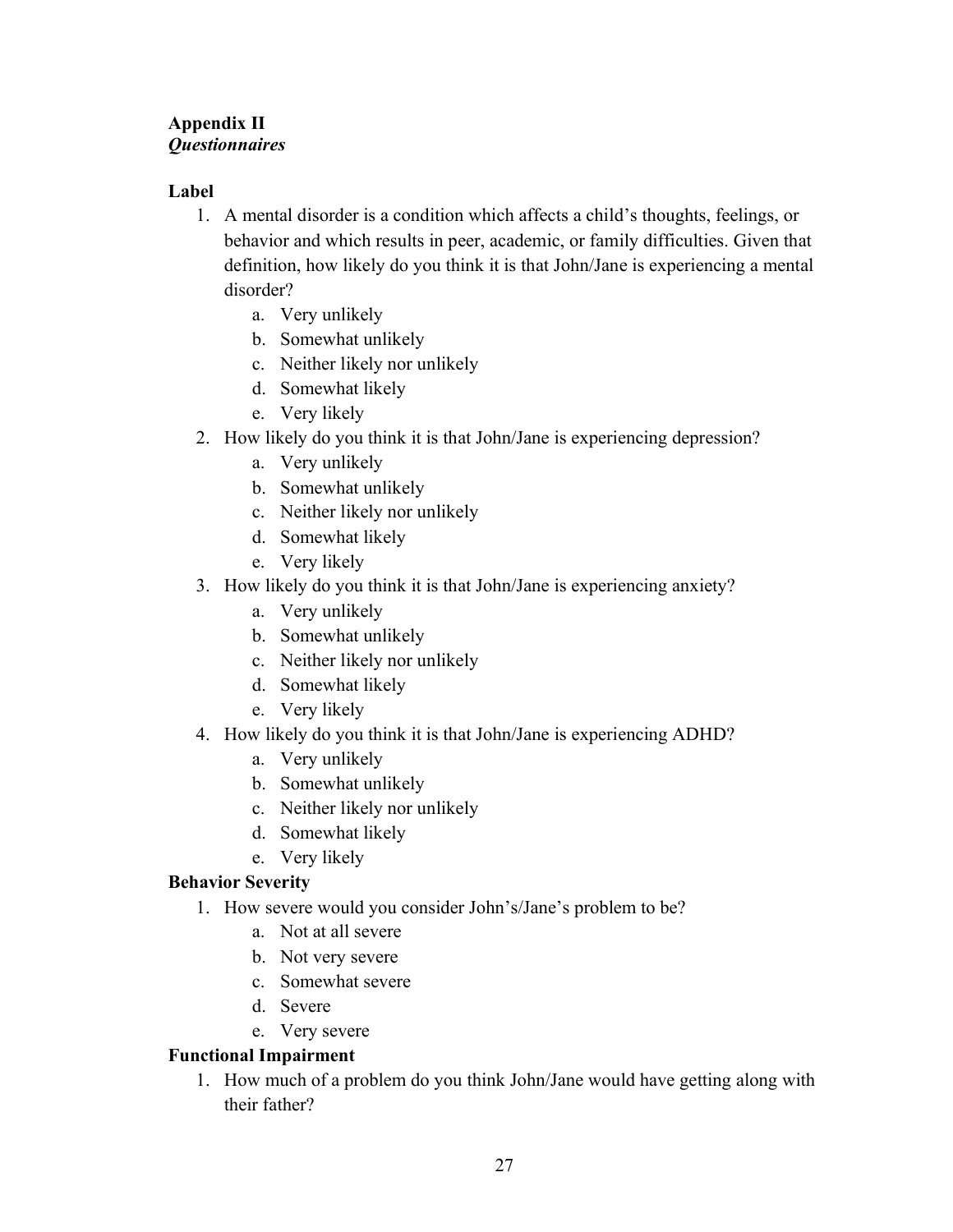**Appendix II**
***Questionnaires***

**Label**

1. A mental disorder is a condition which affects a child's thoughts, feelings, or behavior and which results in peer, academic, or family difficulties. Given that definition, how likely do you think it is that John/Jane is experiencing a mental disorder?
    a. Very unlikely
    b. Somewhat unlikely
    c. Neither likely nor unlikely
    d. Somewhat likely
    e. Very likely
2. How likely do you think it is that John/Jane is experiencing depression?
    a. Very unlikely
    b. Somewhat unlikely
    c. Neither likely nor unlikely
    d. Somewhat likely
    e. Very likely
3. How likely do you think it is that John/Jane is experiencing anxiety?
    a. Very unlikely
    b. Somewhat unlikely
    c. Neither likely nor unlikely
    d. Somewhat likely
    e. Very likely
4. How likely do you think it is that John/Jane is experiencing ADHD?
    a. Very unlikely
    b. Somewhat unlikely
    c. Neither likely nor unlikely
    d. Somewhat likely
    e. Very likely

**Behavior Severity**

1. How severe would you consider John's/Jane's problem to be?
    a. Not at all severe
    b. Not very severe
    c. Somewhat severe
    d. Severe
    e. Very severe

**Functional Impairment**

1. How much of a problem do you think John/Jane would have getting along with their father?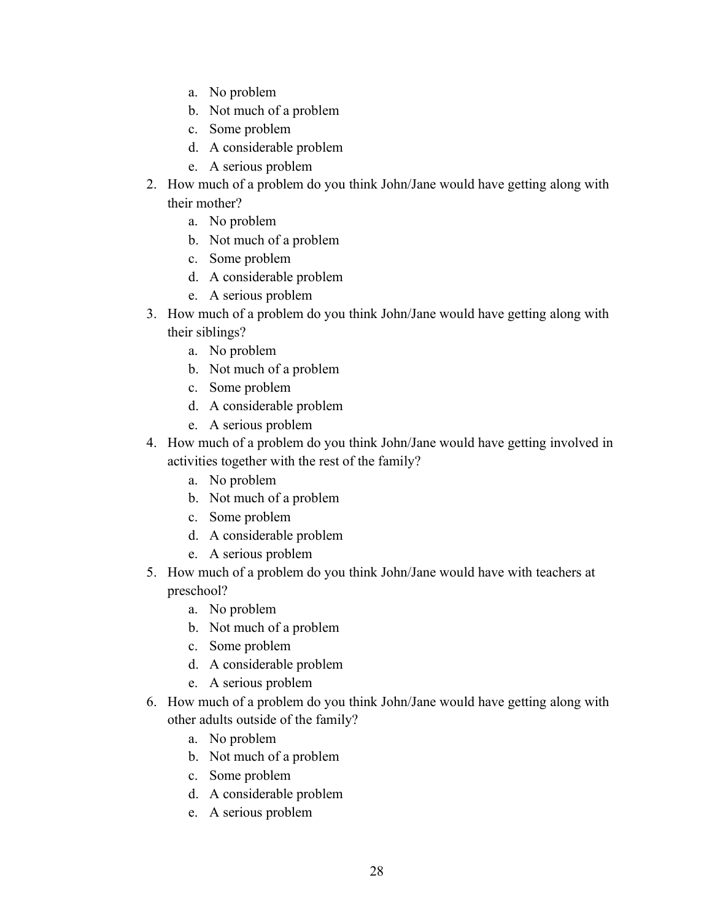a. No problem
   b. Not much of a problem
   c. Some problem
   d. A considerable problem
   e. A serious problem

2. How much of a problem do you think John/Jane would have getting along with their mother?
   a. No problem
   b. Not much of a problem
   c. Some problem
   d. A considerable problem
   e. A serious problem
3. How much of a problem do you think John/Jane would have getting along with their siblings?
   a. No problem
   b. Not much of a problem
   c. Some problem
   d. A considerable problem
   e. A serious problem
4. How much of a problem do you think John/Jane would have getting involved in activities together with the rest of the family?
   a. No problem
   b. Not much of a problem
   c. Some problem
   d. A considerable problem
   e. A serious problem
5. How much of a problem do you think John/Jane would have with teachers at preschool?
   a. No problem
   b. Not much of a problem
   c. Some problem
   d. A considerable problem
   e. A serious problem
6. How much of a problem do you think John/Jane would have getting along with other adults outside of the family?
   a. No problem
   b. Not much of a problem
   c. Some problem
   d. A considerable problem
   e. A serious problem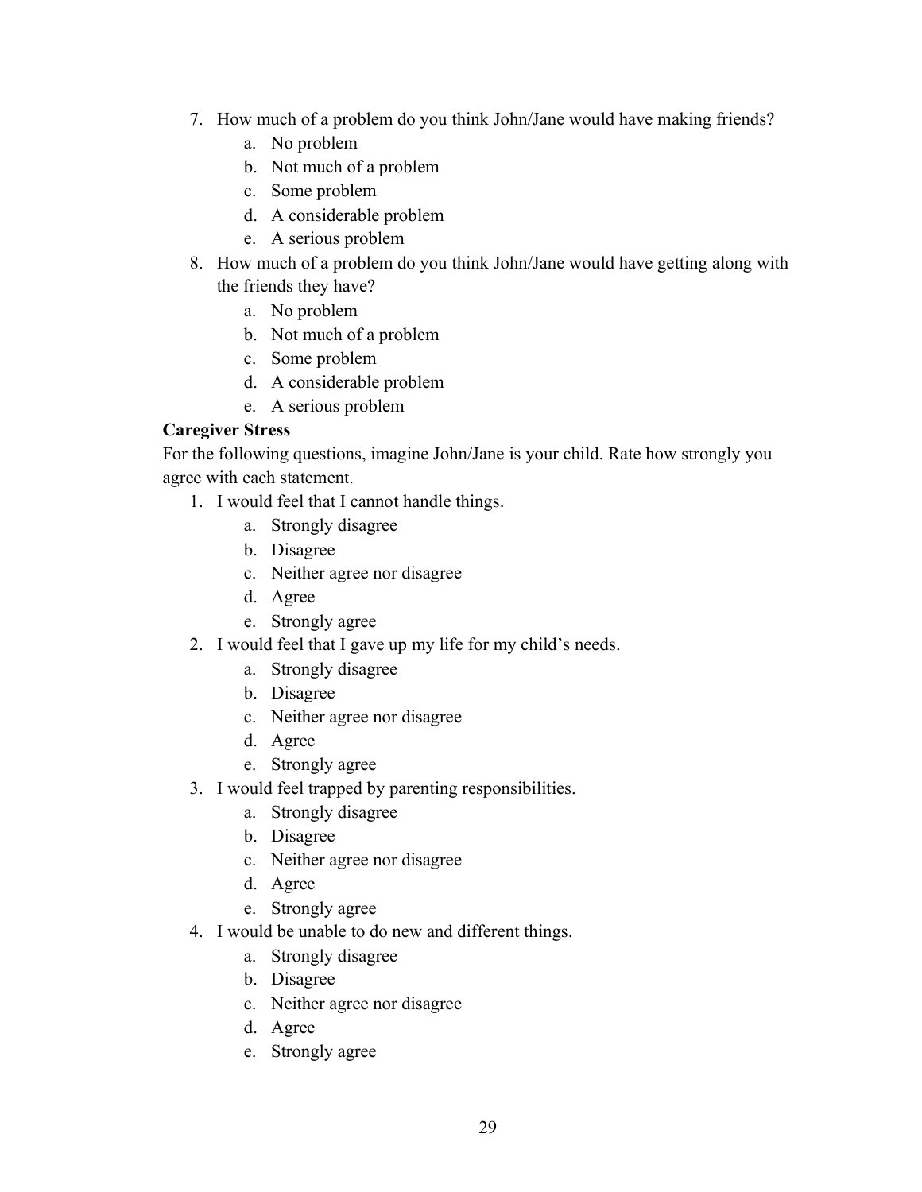7. How much of a problem do you think John/Jane would have making friends?
    a. No problem
    b. Not much of a problem
    c. Some problem
    d. A considerable problem
    e. A serious problem
8. How much of a problem do you think John/Jane would have getting along with the friends they have?
    a. No problem
    b. Not much of a problem
    c. Some problem
    d. A considerable problem
    e. A serious problem

**Caregiver Stress**

For the following questions, imagine John/Jane is your child. Rate how strongly you agree with each statement.

1. I would feel that I cannot handle things.
    a. Strongly disagree
    b. Disagree
    c. Neither agree nor disagree
    d. Agree
    e. Strongly agree
2. I would feel that I gave up my life for my child's needs.
    a. Strongly disagree
    b. Disagree
    c. Neither agree nor disagree
    d. Agree
    e. Strongly agree
3. I would feel trapped by parenting responsibilities.
    a. Strongly disagree
    b. Disagree
    c. Neither agree nor disagree
    d. Agree
    e. Strongly agree
4. I would be unable to do new and different things.
    a. Strongly disagree
    b. Disagree
    c. Neither agree nor disagree
    d. Agree
    e. Strongly agree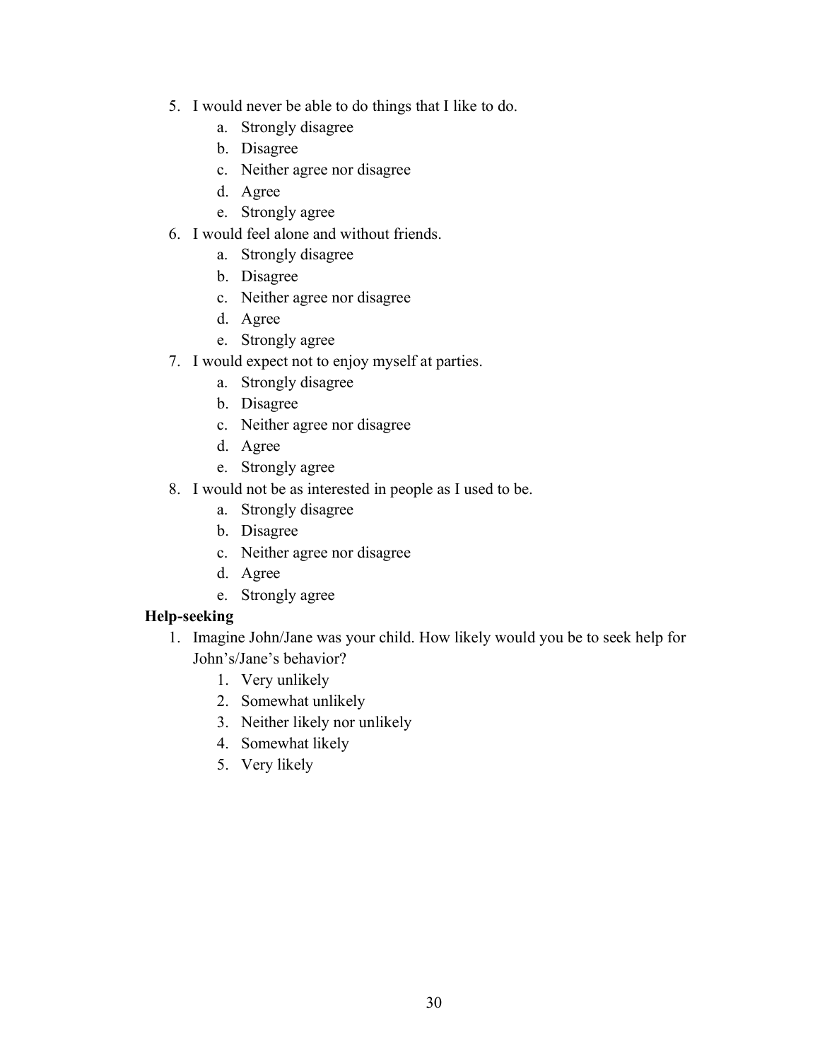5. I would never be able to do things that I like to do.
    a. Strongly disagree
    b. Disagree
    c. Neither agree nor disagree
    d. Agree
    e. Strongly agree
6. I would feel alone and without friends.
    a. Strongly disagree
    b. Disagree
    c. Neither agree nor disagree
    d. Agree
    e. Strongly agree
7. I would expect not to enjoy myself at parties.
    a. Strongly disagree
    b. Disagree
    c. Neither agree nor disagree
    d. Agree
    e. Strongly agree
8. I would not be as interested in people as I used to be.
    a. Strongly disagree
    b. Disagree
    c. Neither agree nor disagree
    d. Agree
    e. Strongly agree

**Help-seeking**

1. Imagine John/Jane was your child. How likely would you be to seek help for John's/Jane's behavior?
    1. Very unlikely
    2. Somewhat unlikely
    3. Neither likely nor unlikely
    4. Somewhat likely
    5. Very likely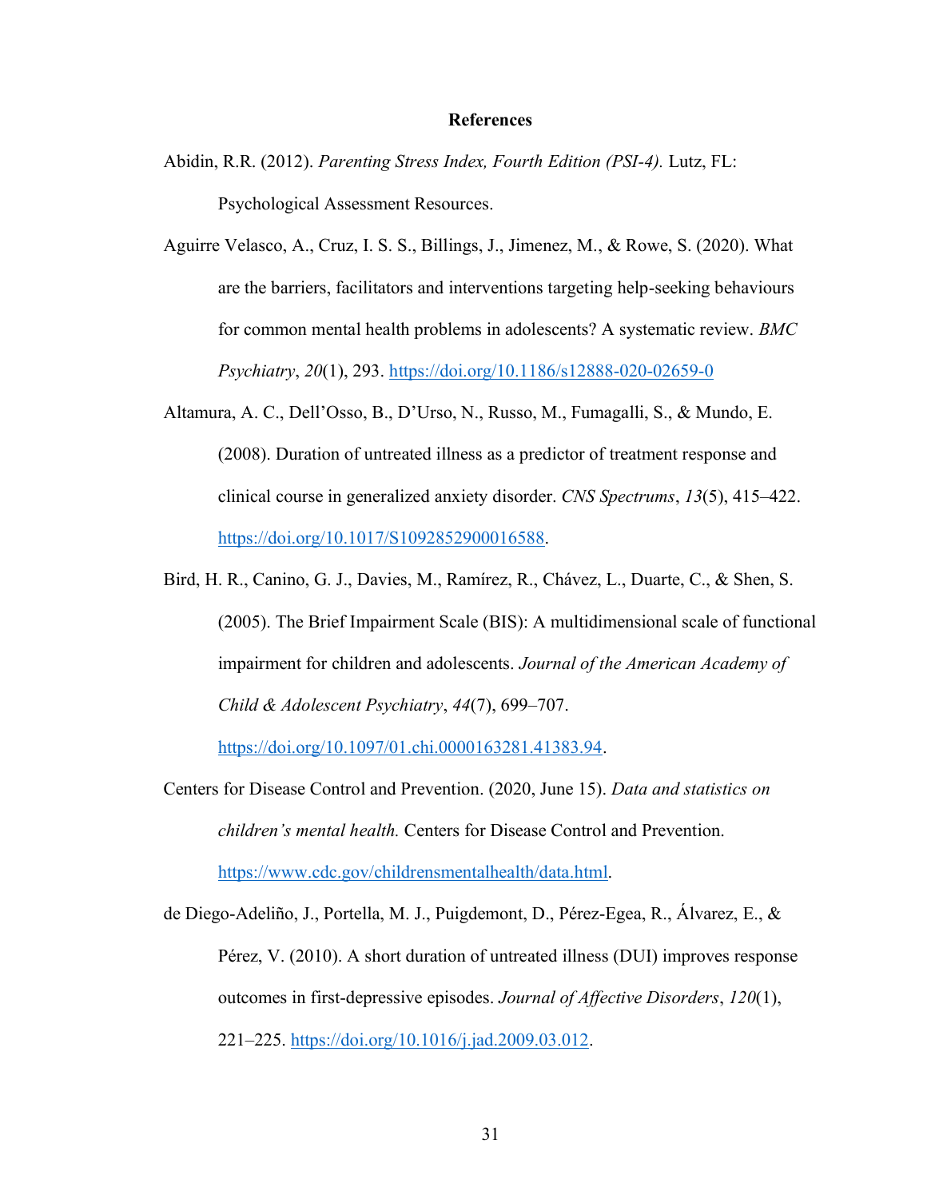# References

Abidin, R.R. (2012). *Parenting Stress Index, Fourth Edition (PSI-4).* Lutz, FL: Psychological Assessment Resources.

Aguirre Velasco, A., Cruz, I. S. S., Billings, J., Jimenez, M., & Rowe, S. (2020). What are the barriers, facilitators and interventions targeting help-seeking behaviours for common mental health problems in adolescents? A systematic review. *BMC Psychiatry*, *20*(1), 293. https://doi.org/10.1186/s12888-020-02659-0

Altamura, A. C., Dell'Osso, B., D'Urso, N., Russo, M., Fumagalli, S., & Mundo, E. (2008). Duration of untreated illness as a predictor of treatment response and clinical course in generalized anxiety disorder. *CNS Spectrums*, *13*(5), 415–422. https://doi.org/10.1017/S1092852900016588.

Bird, H. R., Canino, G. J., Davies, M., Ramírez, R., Chávez, L., Duarte, C., & Shen, S. (2005). The Brief Impairment Scale (BIS): A multidimensional scale of functional impairment for children and adolescents. *Journal of the American Academy of Child & Adolescent Psychiatry*, *44*(7), 699–707. https://doi.org/10.1097/01.chi.0000163281.41383.94.

Centers for Disease Control and Prevention. (2020, June 15). *Data and statistics on children's mental health.* Centers for Disease Control and Prevention. https://www.cdc.gov/childrensmentalhealth/data.html.

de Diego-Adeliño, J., Portella, M. J., Puigdemont, D., Pérez-Egea, R., Álvarez, E., & Pérez, V. (2010). A short duration of untreated illness (DUI) improves response outcomes in first-depressive episodes. *Journal of Affective Disorders*, *120*(1), 221–225. https://doi.org/10.1016/j.jad.2009.03.012.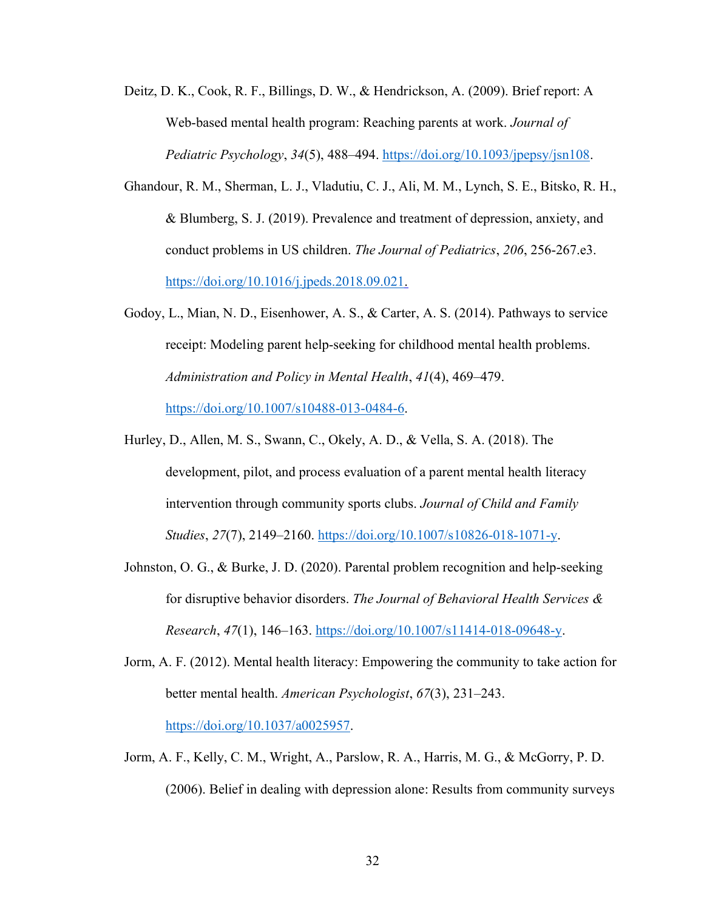Deitz, D. K., Cook, R. F., Billings, D. W., & Hendrickson, A. (2009). Brief report: A Web-based mental health program: Reaching parents at work. *Journal of Pediatric Psychology*, *34*(5), 488–494. https://doi.org/10.1093/jpepsy/jsn108.

Ghandour, R. M., Sherman, L. J., Vladutiu, C. J., Ali, M. M., Lynch, S. E., Bitsko, R. H., & Blumberg, S. J. (2019). Prevalence and treatment of depression, anxiety, and conduct problems in US children. *The Journal of Pediatrics*, *206*, 256-267.e3. https://doi.org/10.1016/j.jpeds.2018.09.021.

Godoy, L., Mian, N. D., Eisenhower, A. S., & Carter, A. S. (2014). Pathways to service receipt: Modeling parent help-seeking for childhood mental health problems. *Administration and Policy in Mental Health*, *41*(4), 469–479. https://doi.org/10.1007/s10488-013-0484-6.

Hurley, D., Allen, M. S., Swann, C., Okely, A. D., & Vella, S. A. (2018). The development, pilot, and process evaluation of a parent mental health literacy intervention through community sports clubs. *Journal of Child and Family Studies*, *27*(7), 2149–2160. https://doi.org/10.1007/s10826-018-1071-y.

Johnston, O. G., & Burke, J. D. (2020). Parental problem recognition and help-seeking for disruptive behavior disorders. *The Journal of Behavioral Health Services & Research*, *47*(1), 146–163. https://doi.org/10.1007/s11414-018-09648-y.

Jorm, A. F. (2012). Mental health literacy: Empowering the community to take action for better mental health. *American Psychologist*, *67*(3), 231–243. https://doi.org/10.1037/a0025957.

Jorm, A. F., Kelly, C. M., Wright, A., Parslow, R. A., Harris, M. G., & McGorry, P. D. (2006). Belief in dealing with depression alone: Results from community surveys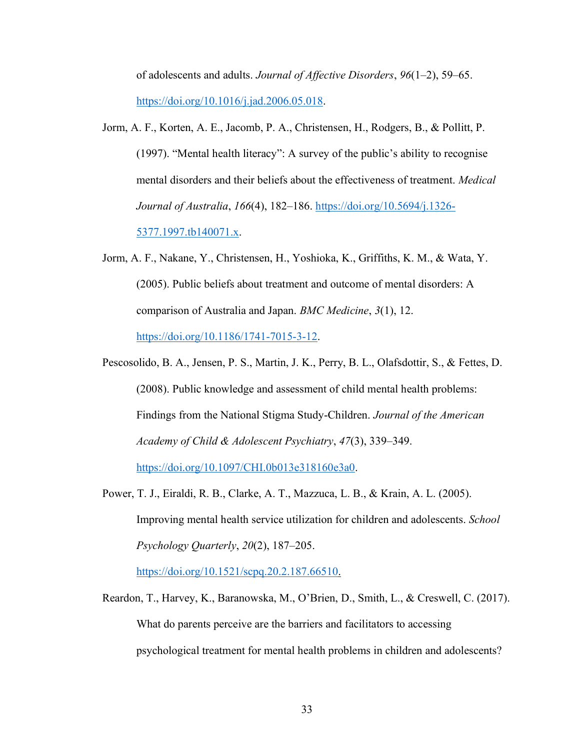of adolescents and adults. *Journal of Affective Disorders*, *96*(1–2), 59–65. https://doi.org/10.1016/j.jad.2006.05.018.

Jorm, A. F., Korten, A. E., Jacomb, P. A., Christensen, H., Rodgers, B., & Pollitt, P. (1997). “Mental health literacy”: A survey of the public’s ability to recognise mental disorders and their beliefs about the effectiveness of treatment. *Medical Journal of Australia*, *166*(4), 182–186. https://doi.org/10.5694/j.1326-5377.1997.tb140071.x.

Jorm, A. F., Nakane, Y., Christensen, H., Yoshioka, K., Griffiths, K. M., & Wata, Y. (2005). Public beliefs about treatment and outcome of mental disorders: A comparison of Australia and Japan. *BMC Medicine*, *3*(1), 12. https://doi.org/10.1186/1741-7015-3-12.

Pescosolido, B. A., Jensen, P. S., Martin, J. K., Perry, B. L., Olafsdottir, S., & Fettes, D. (2008). Public knowledge and assessment of child mental health problems: Findings from the National Stigma Study-Children. *Journal of the American Academy of Child & Adolescent Psychiatry*, *47*(3), 339–349. https://doi.org/10.1097/CHI.0b013e318160e3a0.

Power, T. J., Eiraldi, R. B., Clarke, A. T., Mazzuca, L. B., & Krain, A. L. (2005). Improving mental health service utilization for children and adolescents. *School Psychology Quarterly*, *20*(2), 187–205. https://doi.org/10.1521/scpq.20.2.187.66510.

Reardon, T., Harvey, K., Baranowska, M., O’Brien, D., Smith, L., & Creswell, C. (2017). What do parents perceive are the barriers and facilitators to accessing psychological treatment for mental health problems in children and adolescents?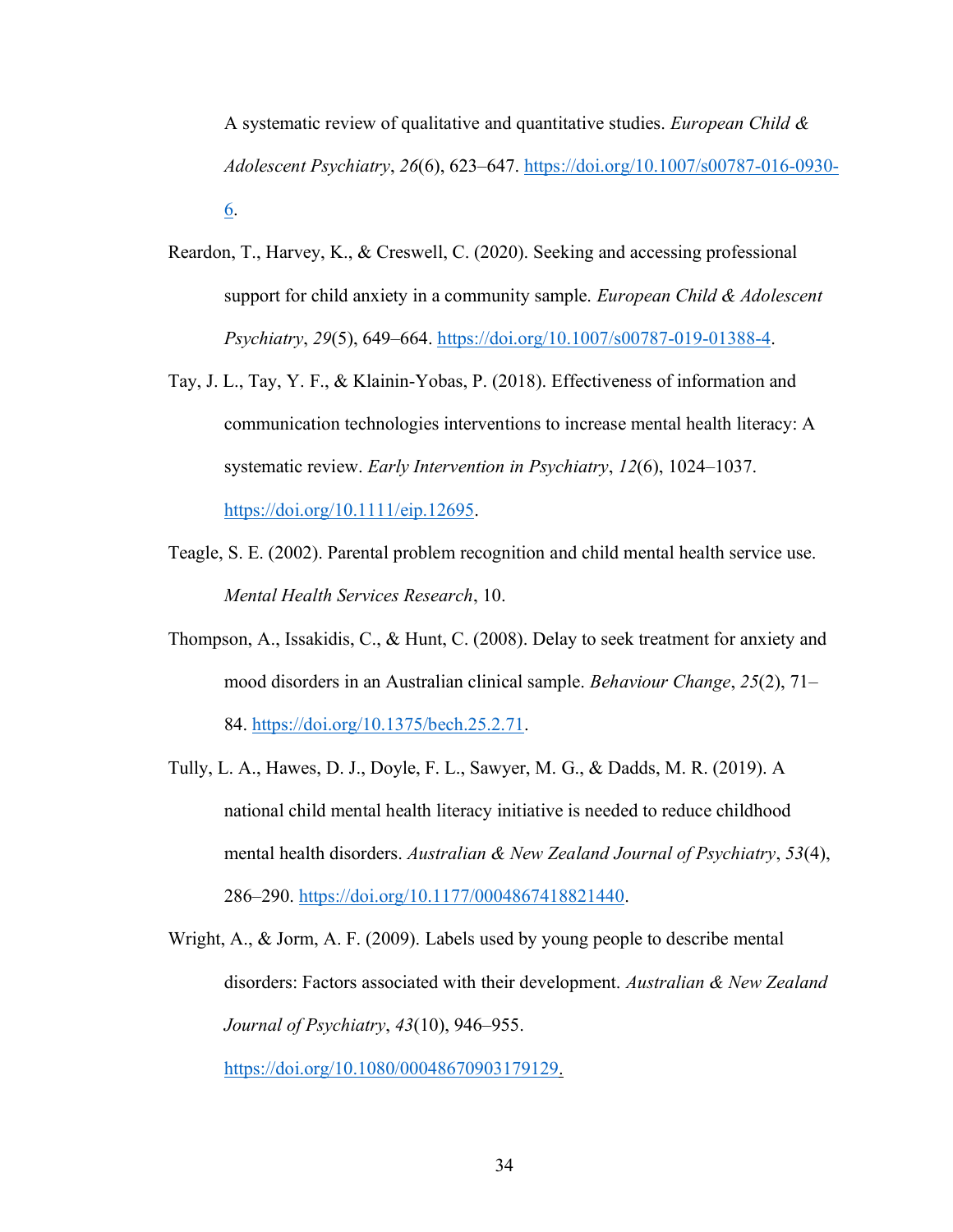A systematic review of qualitative and quantitative studies. *European Child & Adolescent Psychiatry*, *26*(6), 623–647. https://doi.org/10.1007/s00787-016-0930-6.

Reardon, T., Harvey, K., & Creswell, C. (2020). Seeking and accessing professional support for child anxiety in a community sample. *European Child & Adolescent Psychiatry*, *29*(5), 649–664. https://doi.org/10.1007/s00787-019-01388-4.

Tay, J. L., Tay, Y. F., & Klainin-Yobas, P. (2018). Effectiveness of information and communication technologies interventions to increase mental health literacy: A systematic review. *Early Intervention in Psychiatry*, *12*(6), 1024–1037. https://doi.org/10.1111/eip.12695.

Teagle, S. E. (2002). Parental problem recognition and child mental health service use. *Mental Health Services Research*, 10.

Thompson, A., Issakidis, C., & Hunt, C. (2008). Delay to seek treatment for anxiety and mood disorders in an Australian clinical sample. *Behaviour Change*, *25*(2), 71–84. https://doi.org/10.1375/bech.25.2.71.

Tully, L. A., Hawes, D. J., Doyle, F. L., Sawyer, M. G., & Dadds, M. R. (2019). A national child mental health literacy initiative is needed to reduce childhood mental health disorders. *Australian & New Zealand Journal of Psychiatry*, *53*(4), 286–290. https://doi.org/10.1177/0004867418821440.

Wright, A., & Jorm, A. F. (2009). Labels used by young people to describe mental disorders: Factors associated with their development. *Australian & New Zealand Journal of Psychiatry*, *43*(10), 946–955. https://doi.org/10.1080/00048670903179129.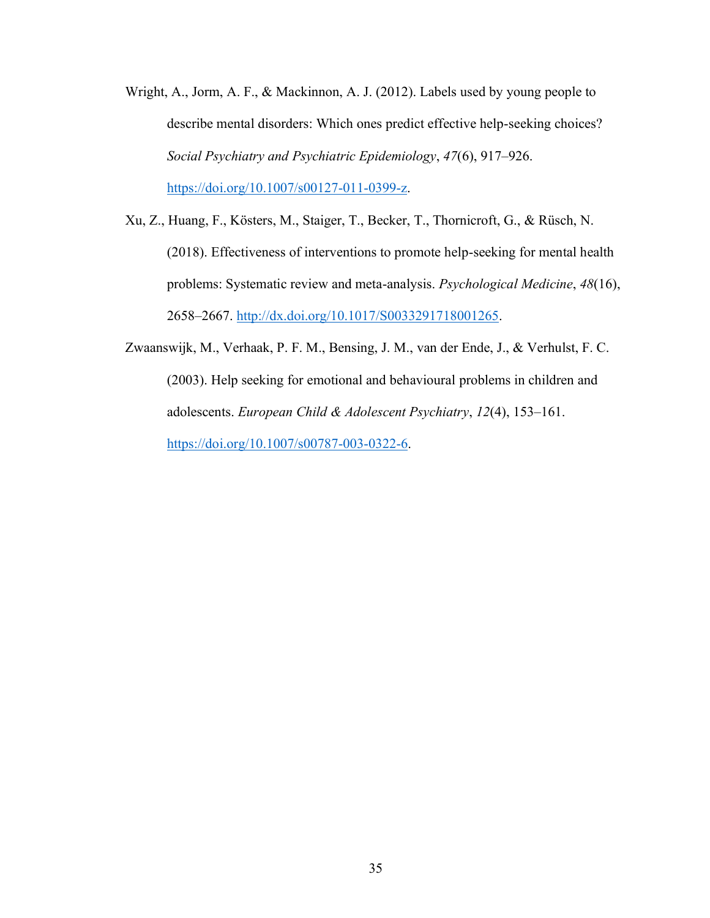Wright, A., Jorm, A. F., & Mackinnon, A. J. (2012). Labels used by young people to describe mental disorders: Which ones predict effective help-seeking choices? *Social Psychiatry and Psychiatric Epidemiology*, *47*(6), 917–926. https://doi.org/10.1007/s00127-011-0399-z.

Xu, Z., Huang, F., Kösters, M., Staiger, T., Becker, T., Thornicroft, G., & Rüsch, N. (2018). Effectiveness of interventions to promote help-seeking for mental health problems: Systematic review and meta-analysis. *Psychological Medicine*, *48*(16), 2658–2667. http://dx.doi.org/10.1017/S0033291718001265.

Zwaanswijk, M., Verhaak, P. F. M., Bensing, J. M., van der Ende, J., & Verhulst, F. C. (2003). Help seeking for emotional and behavioural problems in children and adolescents. *European Child & Adolescent Psychiatry*, *12*(4), 153–161. https://doi.org/10.1007/s00787-003-0322-6.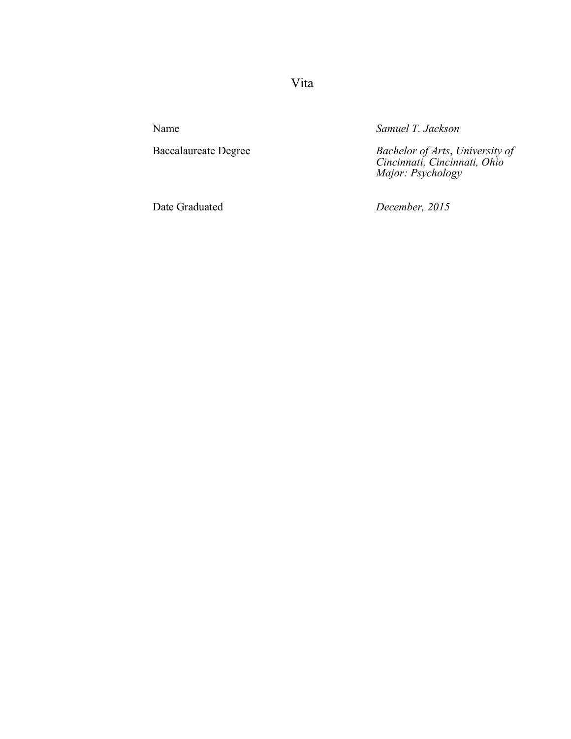# Vita

| | |
|---|---|
| Name | *Samuel T. Jackson* |
| Baccalaureate Degree | *Bachelor of Arts*, *University of Cincinnati, Cincinnati, Ohio Major: Psychology* |
| Date Graduated | *December, 2015* |